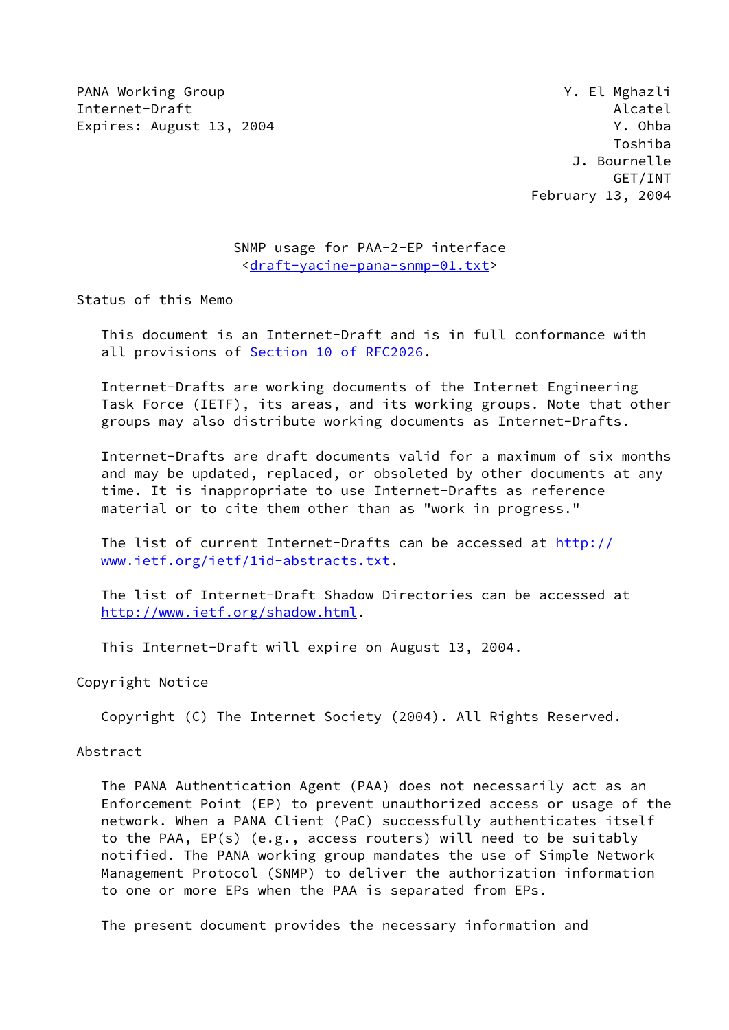PANA Working Group Y. El Mghazli
Internet-Draft Alcatel
Expires: August 13, 2004 Y. Ohba
Toshiba
J. Bournelle
GET/INT
February 13, 2004

# SNMP usage for PAA-2-EP interface
<draft-yacine-pana-snmp-01.txt>

## Status of this Memo

This document is an Internet-Draft and is in full conformance with all provisions of Section 10 of RFC2026.

Internet-Drafts are working documents of the Internet Engineering Task Force (IETF), its areas, and its working groups. Note that other groups may also distribute working documents as Internet-Drafts.

Internet-Drafts are draft documents valid for a maximum of six months and may be updated, replaced, or obsoleted by other documents at any time. It is inappropriate to use Internet-Drafts as reference material or to cite them other than as "work in progress."

The list of current Internet-Drafts can be accessed at http://www.ietf.org/ietf/1id-abstracts.txt.

The list of Internet-Draft Shadow Directories can be accessed at http://www.ietf.org/shadow.html.

This Internet-Draft will expire on August 13, 2004.

## Copyright Notice

Copyright (C) The Internet Society (2004). All Rights Reserved.

## Abstract

The PANA Authentication Agent (PAA) does not necessarily act as an Enforcement Point (EP) to prevent unauthorized access or usage of the network. When a PANA Client (PaC) successfully authenticates itself to the PAA, EP(s) (e.g., access routers) will need to be suitably notified. The PANA working group mandates the use of Simple Network Management Protocol (SNMP) to deliver the authorization information to one or more EPs when the PAA is separated from EPs.

The present document provides the necessary information and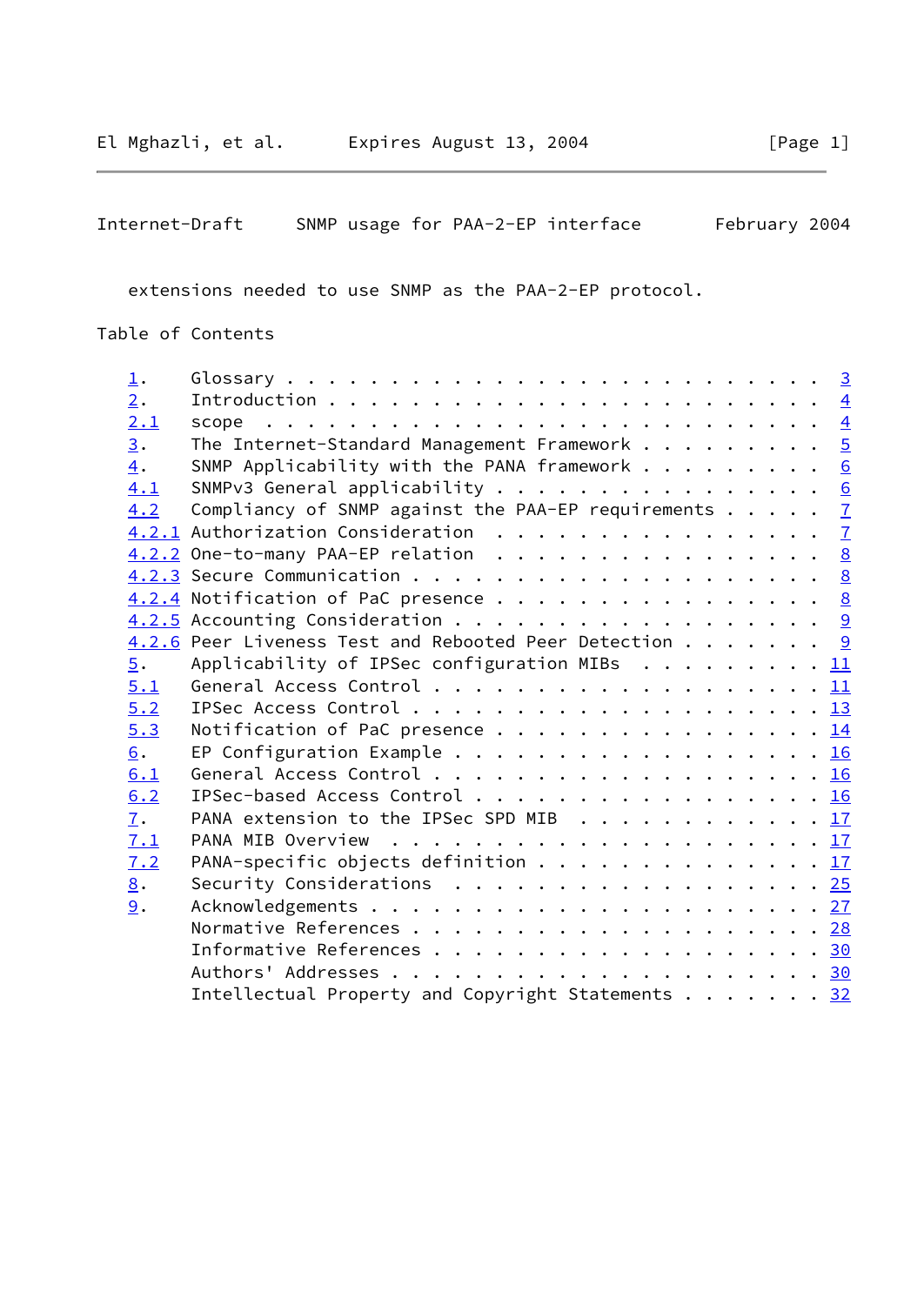extensions needed to use SNMP as the PAA-2-EP protocol.

## Table of Contents

```
1.     Glossary . . . . . . . . . . . . . . . . . . . . . . . . .  3
2.     Introduction . . . . . . . . . . . . . . . . . . . . . . .  4
2.1    scope  . . . . . . . . . . . . . . . . . . . . . . . . . .  4
3.     The Internet-Standard Management Framework . . . . . . . .  5
4.     SNMP Applicability with the PANA framework . . . . . . . .  6
4.1    SNMPv3 General applicability . . . . . . . . . . . . . . .  6
4.2    Compliancy of SNMP against the PAA-EP requirements . . . .  7
4.2.1  Authorization Consideration  . . . . . . . . . . . . . . .  7
4.2.2  One-to-many PAA-EP relation  . . . . . . . . . . . . . . .  8
4.2.3  Secure Communication . . . . . . . . . . . . . . . . . . .  8
4.2.4  Notification of PaC presence . . . . . . . . . . . . . . .  8
4.2.5  Accounting Consideration . . . . . . . . . . . . . . . . .  9
4.2.6  Peer Liveness Test and Rebooted Peer Detection . . . . . .  9
5.     Applicability of IPSec configuration MIBs  . . . . . . . . 11
5.1    General Access Control . . . . . . . . . . . . . . . . . . 11
5.2    IPSec Access Control . . . . . . . . . . . . . . . . . . . 13
5.3    Notification of PaC presence . . . . . . . . . . . . . . . 14
6.     EP Configuration Example . . . . . . . . . . . . . . . . . 16
6.1    General Access Control . . . . . . . . . . . . . . . . . . 16
6.2    IPSec-based Access Control . . . . . . . . . . . . . . . . 16
7.     PANA extension to the IPSec SPD MIB  . . . . . . . . . . . 17
7.1    PANA MIB Overview  . . . . . . . . . . . . . . . . . . . . 17
7.2    PANA-specific objects definition . . . . . . . . . . . . . 17
8.     Security Considerations  . . . . . . . . . . . . . . . . . 25
9.     Acknowledgements . . . . . . . . . . . . . . . . . . . . . 27
       Normative References . . . . . . . . . . . . . . . . . . . 28
       Informative References . . . . . . . . . . . . . . . . . . 30
       Authors' Addresses . . . . . . . . . . . . . . . . . . . . 30
       Intellectual Property and Copyright Statements . . . . . . 32
```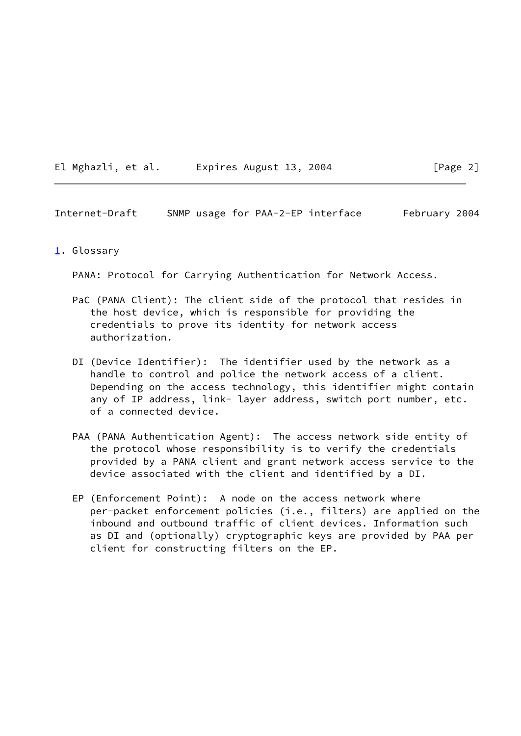## 1. Glossary

PANA: Protocol for Carrying Authentication for Network Access.

PaC (PANA Client): The client side of the protocol that resides in the host device, which is responsible for providing the credentials to prove its identity for network access authorization.

DI (Device Identifier): The identifier used by the network as a handle to control and police the network access of a client. Depending on the access technology, this identifier might contain any of IP address, link- layer address, switch port number, etc. of a connected device.

PAA (PANA Authentication Agent): The access network side entity of the protocol whose responsibility is to verify the credentials provided by a PANA client and grant network access service to the device associated with the client and identified by a DI.

EP (Enforcement Point): A node on the access network where per-packet enforcement policies (i.e., filters) are applied on the inbound and outbound traffic of client devices. Information such as DI and (optionally) cryptographic keys are provided by PAA per client for constructing filters on the EP.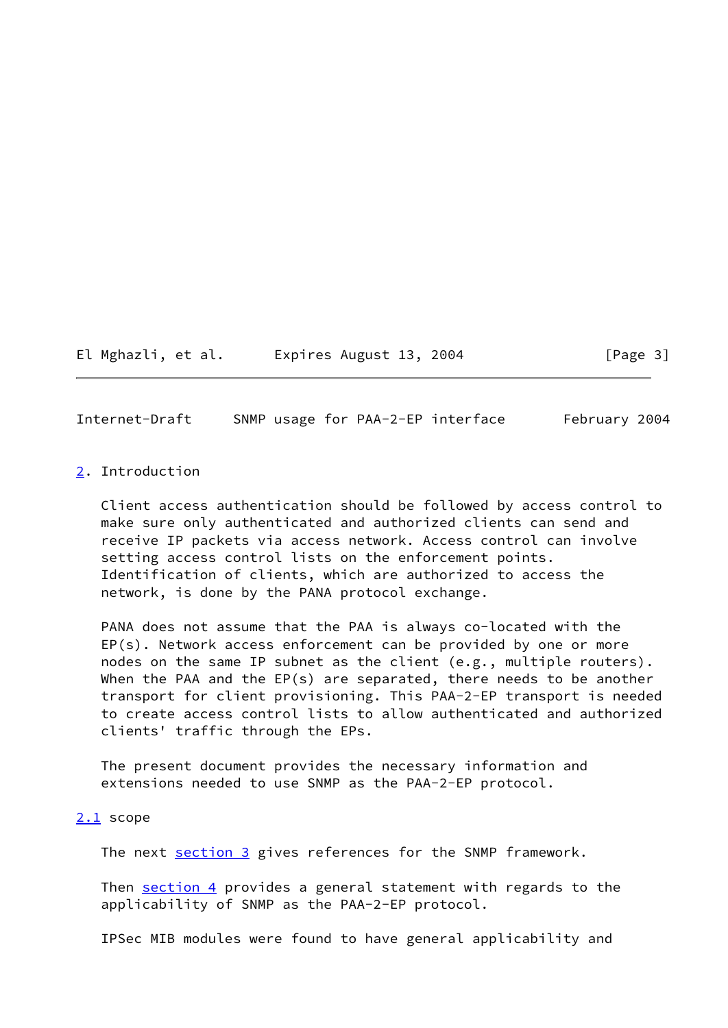## 2. Introduction

Client access authentication should be followed by access control to make sure only authenticated and authorized clients can send and receive IP packets via access network. Access control can involve setting access control lists on the enforcement points. Identification of clients, which are authorized to access the network, is done by the PANA protocol exchange.

PANA does not assume that the PAA is always co-located with the EP(s). Network access enforcement can be provided by one or more nodes on the same IP subnet as the client (e.g., multiple routers). When the PAA and the EP(s) are separated, there needs to be another transport for client provisioning. This PAA-2-EP transport is needed to create access control lists to allow authenticated and authorized clients' traffic through the EPs.

The present document provides the necessary information and extensions needed to use SNMP as the PAA-2-EP protocol.

### 2.1 scope

The next section 3 gives references for the SNMP framework.

Then section 4 provides a general statement with regards to the applicability of SNMP as the PAA-2-EP protocol.

IPSec MIB modules were found to have general applicability and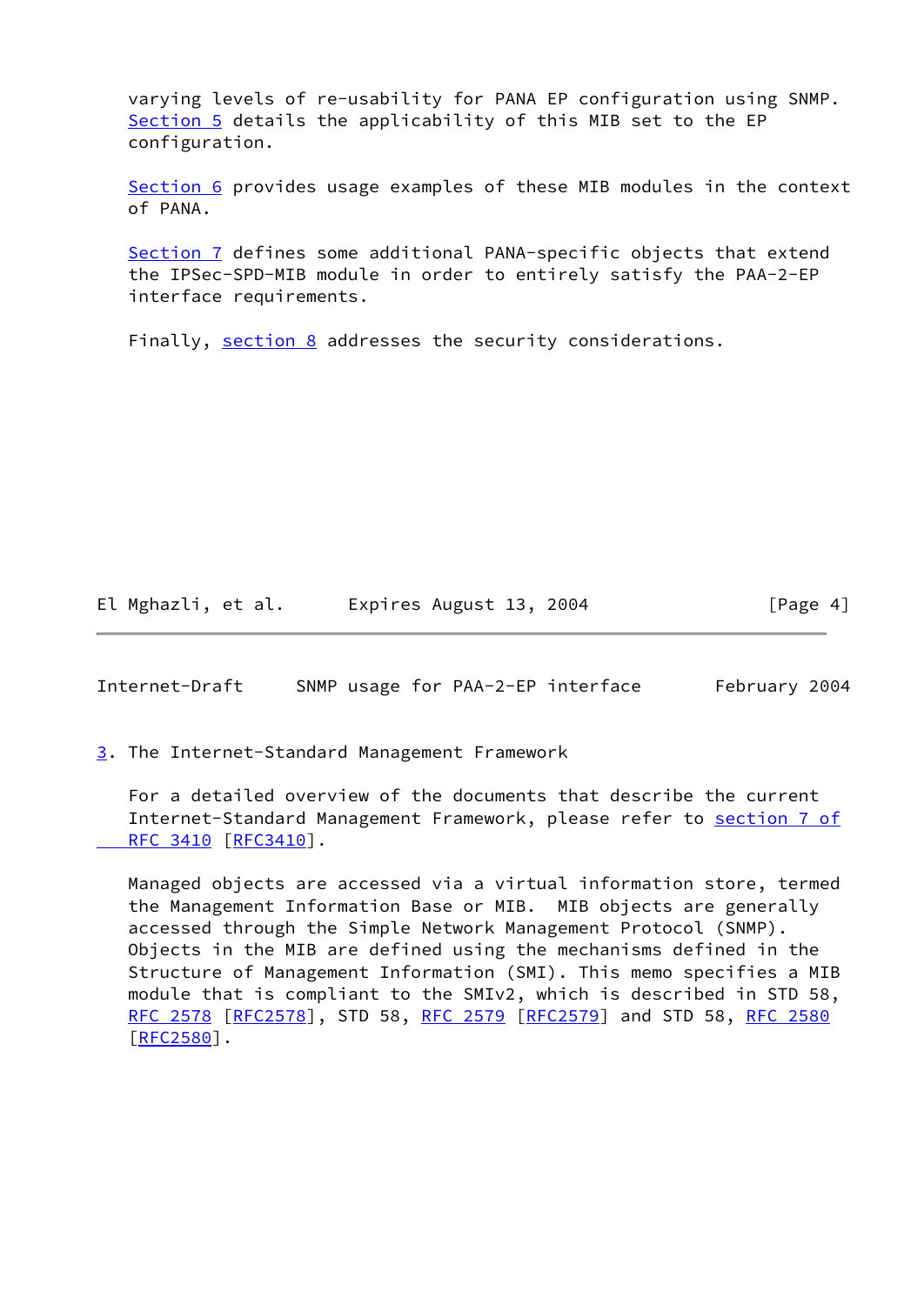varying levels of re-usability for PANA EP configuration using SNMP. Section 5 details the applicability of this MIB set to the EP configuration.

Section 6 provides usage examples of these MIB modules in the context of PANA.

Section 7 defines some additional PANA-specific objects that extend the IPSec-SPD-MIB module in order to entirely satisfy the PAA-2-EP interface requirements.

Finally, section 8 addresses the security considerations.

## 3. The Internet-Standard Management Framework

For a detailed overview of the documents that describe the current Internet-Standard Management Framework, please refer to section 7 of RFC 3410 [RFC3410].

Managed objects are accessed via a virtual information store, termed the Management Information Base or MIB. MIB objects are generally accessed through the Simple Network Management Protocol (SNMP). Objects in the MIB are defined using the mechanisms defined in the Structure of Management Information (SMI). This memo specifies a MIB module that is compliant to the SMIv2, which is described in STD 58, RFC 2578 [RFC2578], STD 58, RFC 2579 [RFC2579] and STD 58, RFC 2580 [RFC2580].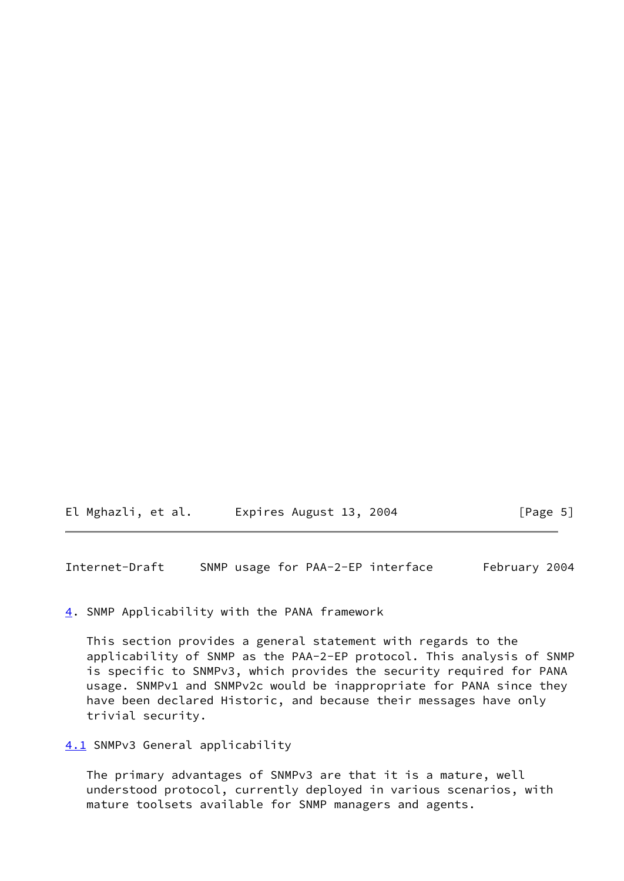## 4. SNMP Applicability with the PANA framework

This section provides a general statement with regards to the applicability of SNMP as the PAA-2-EP protocol. This analysis of SNMP is specific to SNMPv3, which provides the security required for PANA usage. SNMPv1 and SNMPv2c would be inappropriate for PANA since they have been declared Historic, and because their messages have only trivial security.

### 4.1 SNMPv3 General applicability

The primary advantages of SNMPv3 are that it is a mature, well understood protocol, currently deployed in various scenarios, with mature toolsets available for SNMP managers and agents.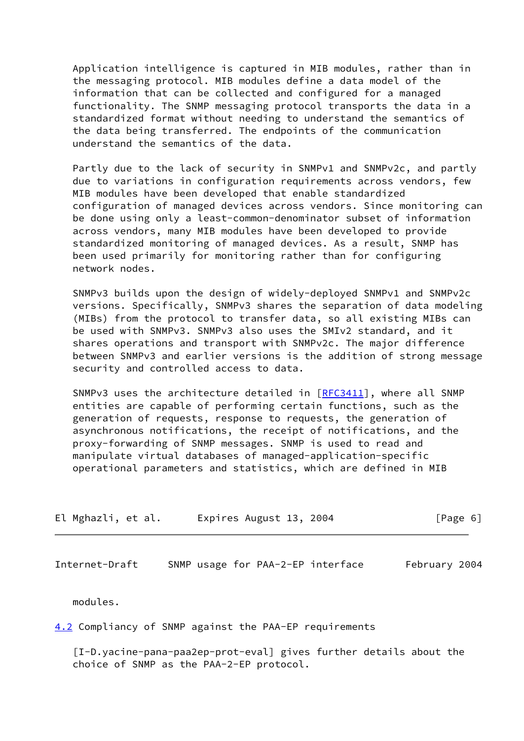Application intelligence is captured in MIB modules, rather than in the messaging protocol. MIB modules define a data model of the information that can be collected and configured for a managed functionality. The SNMP messaging protocol transports the data in a standardized format without needing to understand the semantics of the data being transferred. The endpoints of the communication understand the semantics of the data.

Partly due to the lack of security in SNMPv1 and SNMPv2c, and partly due to variations in configuration requirements across vendors, few MIB modules have been developed that enable standardized configuration of managed devices across vendors. Since monitoring can be done using only a least-common-denominator subset of information across vendors, many MIB modules have been developed to provide standardized monitoring of managed devices. As a result, SNMP has been used primarily for monitoring rather than for configuring network nodes.

SNMPv3 builds upon the design of widely-deployed SNMPv1 and SNMPv2c versions. Specifically, SNMPv3 shares the separation of data modeling (MIBs) from the protocol to transfer data, so all existing MIBs can be used with SNMPv3. SNMPv3 also uses the SMIv2 standard, and it shares operations and transport with SNMPv2c. The major difference between SNMPv3 and earlier versions is the addition of strong message security and controlled access to data.

SNMPv3 uses the architecture detailed in [RFC3411], where all SNMP entities are capable of performing certain functions, such as the generation of requests, response to requests, the generation of asynchronous notifications, the receipt of notifications, and the proxy-forwarding of SNMP messages. SNMP is used to read and manipulate virtual databases of managed-application-specific operational parameters and statistics, which are defined in MIB modules.

## 4.2 Compliancy of SNMP against the PAA-EP requirements

[I-D.yacine-pana-paa2ep-prot-eval] gives further details about the choice of SNMP as the PAA-2-EP protocol.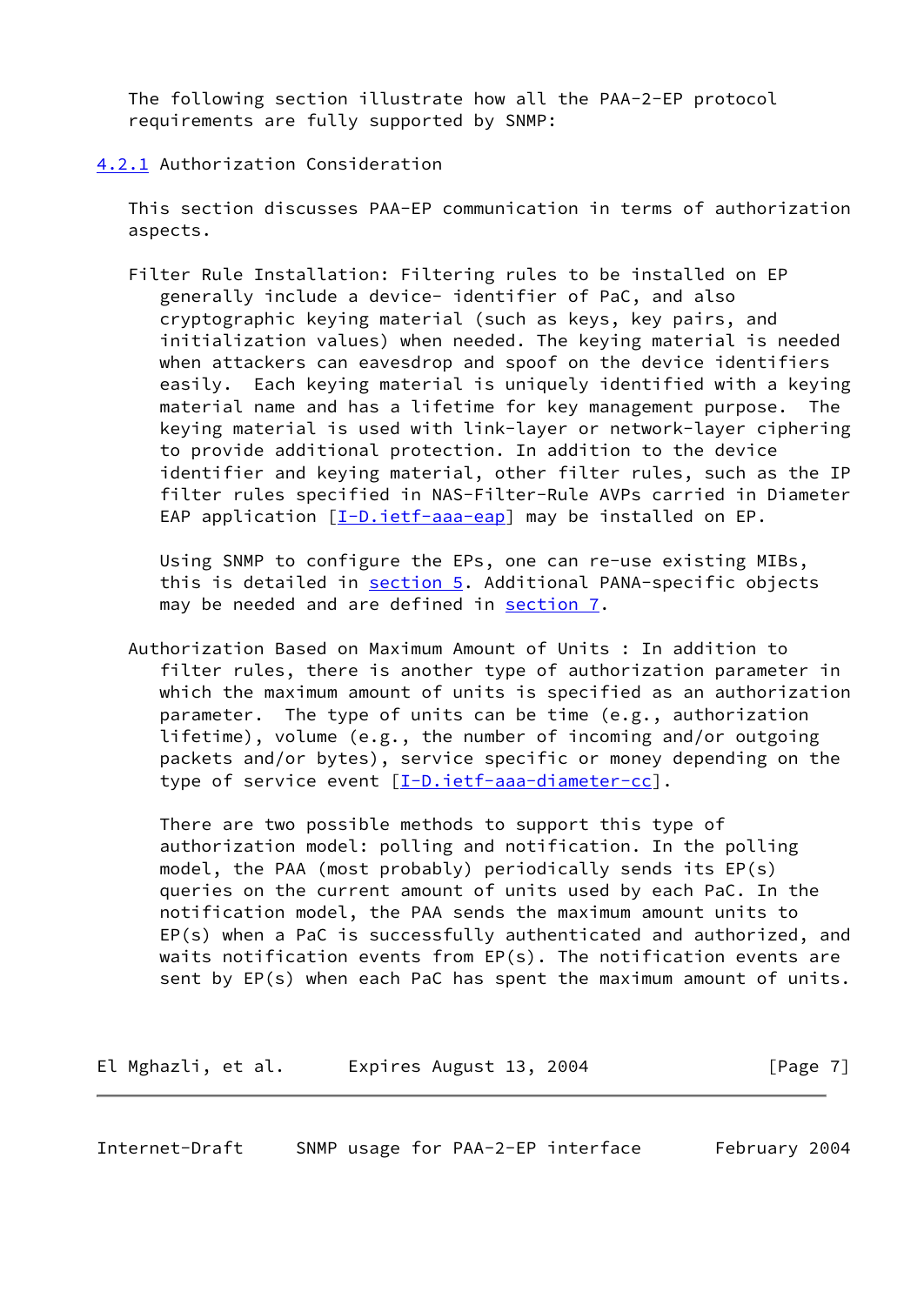The following section illustrate how all the PAA-2-EP protocol requirements are fully supported by SNMP:

### 4.2.1 Authorization Consideration

This section discusses PAA-EP communication in terms of authorization aspects.

Filter Rule Installation: Filtering rules to be installed on EP generally include a device- identifier of PaC, and also cryptographic keying material (such as keys, key pairs, and initialization values) when needed. The keying material is needed when attackers can eavesdrop and spoof on the device identifiers easily. Each keying material is uniquely identified with a keying material name and has a lifetime for key management purpose. The keying material is used with link-layer or network-layer ciphering to provide additional protection. In addition to the device identifier and keying material, other filter rules, such as the IP filter rules specified in NAS-Filter-Rule AVPs carried in Diameter EAP application [I-D.ietf-aaa-eap] may be installed on EP.

Using SNMP to configure the EPs, one can re-use existing MIBs, this is detailed in section 5. Additional PANA-specific objects may be needed and are defined in section 7.

Authorization Based on Maximum Amount of Units : In addition to filter rules, there is another type of authorization parameter in which the maximum amount of units is specified as an authorization parameter. The type of units can be time (e.g., authorization lifetime), volume (e.g., the number of incoming and/or outgoing packets and/or bytes), service specific or money depending on the type of service event [I-D.ietf-aaa-diameter-cc].

There are two possible methods to support this type of authorization model: polling and notification. In the polling model, the PAA (most probably) periodically sends its EP(s) queries on the current amount of units used by each PaC. In the notification model, the PAA sends the maximum amount units to EP(s) when a PaC is successfully authenticated and authorized, and waits notification events from EP(s). The notification events are sent by EP(s) when each PaC has spent the maximum amount of units.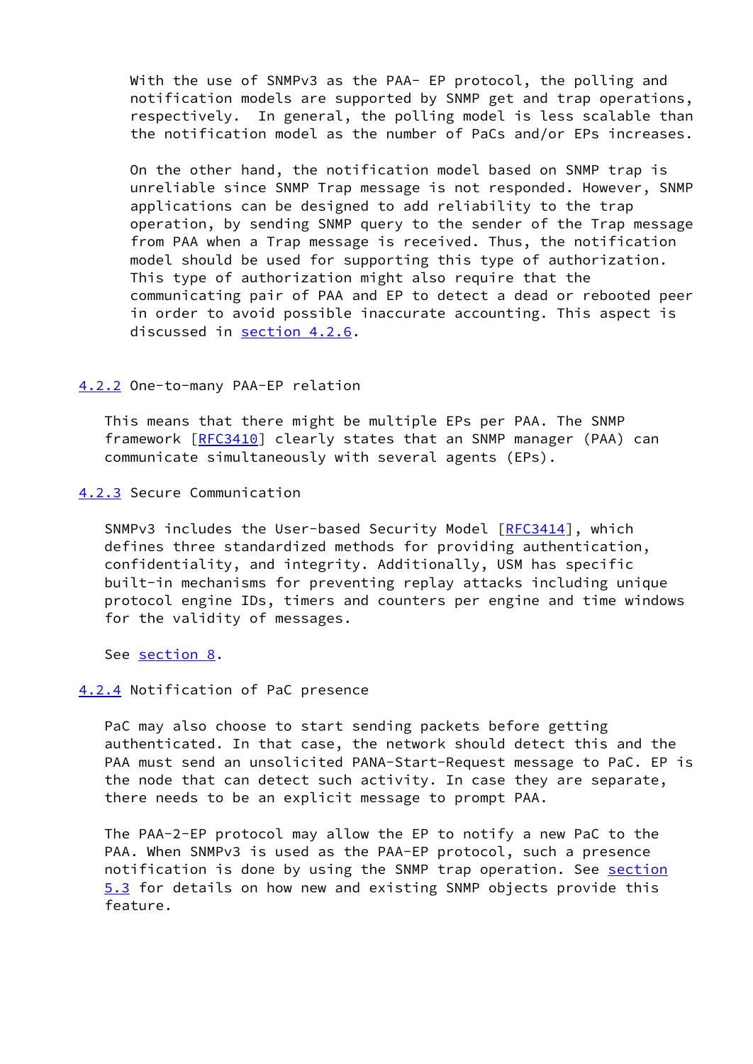With the use of SNMPv3 as the PAA- EP protocol, the polling and notification models are supported by SNMP get and trap operations, respectively. In general, the polling model is less scalable than the notification model as the number of PaCs and/or EPs increases.

On the other hand, the notification model based on SNMP trap is unreliable since SNMP Trap message is not responded. However, SNMP applications can be designed to add reliability to the trap operation, by sending SNMP query to the sender of the Trap message from PAA when a Trap message is received. Thus, the notification model should be used for supporting this type of authorization. This type of authorization might also require that the communicating pair of PAA and EP to detect a dead or rebooted peer in order to avoid possible inaccurate accounting. This aspect is discussed in section 4.2.6.

### 4.2.2 One-to-many PAA-EP relation

This means that there might be multiple EPs per PAA. The SNMP framework [RFC3410] clearly states that an SNMP manager (PAA) can communicate simultaneously with several agents (EPs).

### 4.2.3 Secure Communication

SNMPv3 includes the User-based Security Model [RFC3414], which defines three standardized methods for providing authentication, confidentiality, and integrity. Additionally, USM has specific built-in mechanisms for preventing replay attacks including unique protocol engine IDs, timers and counters per engine and time windows for the validity of messages.

See section 8.

### 4.2.4 Notification of PaC presence

PaC may also choose to start sending packets before getting authenticated. In that case, the network should detect this and the PAA must send an unsolicited PANA-Start-Request message to PaC. EP is the node that can detect such activity. In case they are separate, there needs to be an explicit message to prompt PAA.

The PAA-2-EP protocol may allow the EP to notify a new PaC to the PAA. When SNMPv3 is used as the PAA-EP protocol, such a presence notification is done by using the SNMP trap operation. See section 5.3 for details on how new and existing SNMP objects provide this feature.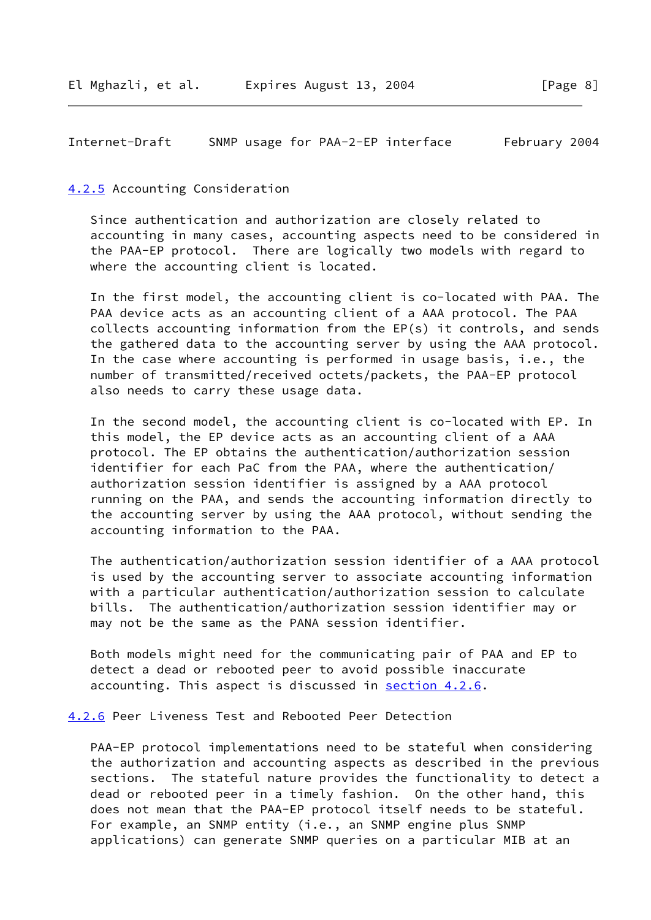### 4.2.5 Accounting Consideration

Since authentication and authorization are closely related to accounting in many cases, accounting aspects need to be considered in the PAA-EP protocol. There are logically two models with regard to where the accounting client is located.

In the first model, the accounting client is co-located with PAA. The PAA device acts as an accounting client of a AAA protocol. The PAA collects accounting information from the EP(s) it controls, and sends the gathered data to the accounting server by using the AAA protocol. In the case where accounting is performed in usage basis, i.e., the number of transmitted/received octets/packets, the PAA-EP protocol also needs to carry these usage data.

In the second model, the accounting client is co-located with EP. In this model, the EP device acts as an accounting client of a AAA protocol. The EP obtains the authentication/authorization session identifier for each PaC from the PAA, where the authentication/authorization session identifier is assigned by a AAA protocol running on the PAA, and sends the accounting information directly to the accounting server by using the AAA protocol, without sending the accounting information to the PAA.

The authentication/authorization session identifier of a AAA protocol is used by the accounting server to associate accounting information with a particular authentication/authorization session to calculate bills. The authentication/authorization session identifier may or may not be the same as the PANA session identifier.

Both models might need for the communicating pair of PAA and EP to detect a dead or rebooted peer to avoid possible inaccurate accounting. This aspect is discussed in section 4.2.6.

### 4.2.6 Peer Liveness Test and Rebooted Peer Detection

PAA-EP protocol implementations need to be stateful when considering the authorization and accounting aspects as described in the previous sections. The stateful nature provides the functionality to detect a dead or rebooted peer in a timely fashion. On the other hand, this does not mean that the PAA-EP protocol itself needs to be stateful. For example, an SNMP entity (i.e., an SNMP engine plus SNMP applications) can generate SNMP queries on a particular MIB at an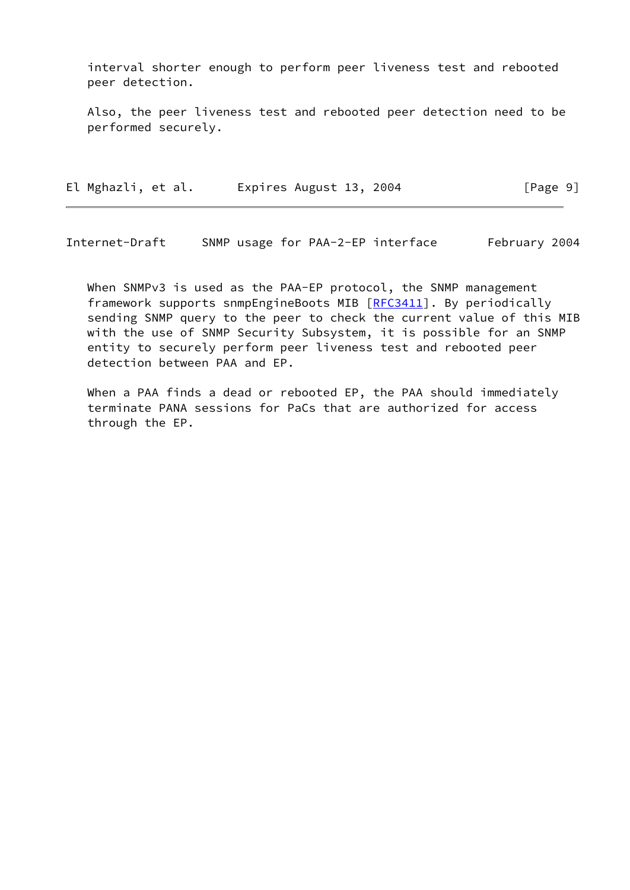interval shorter enough to perform peer liveness test and rebooted peer detection.

Also, the peer liveness test and rebooted peer detection need to be performed securely.

When SNMPv3 is used as the PAA-EP protocol, the SNMP management framework supports snmpEngineBoots MIB [RFC3411]. By periodically sending SNMP query to the peer to check the current value of this MIB with the use of SNMP Security Subsystem, it is possible for an SNMP entity to securely perform peer liveness test and rebooted peer detection between PAA and EP.

When a PAA finds a dead or rebooted EP, the PAA should immediately terminate PANA sessions for PaCs that are authorized for access through the EP.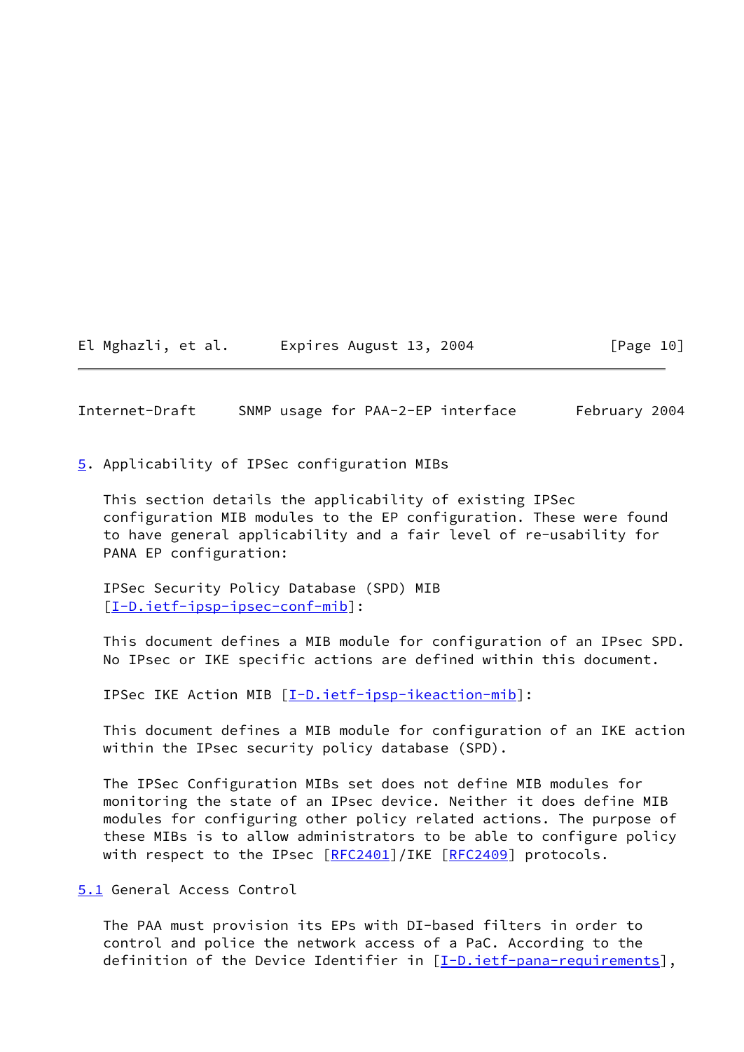## 5. Applicability of IPSec configuration MIBs

This section details the applicability of existing IPSec configuration MIB modules to the EP configuration. These were found to have general applicability and a fair level of re-usability for PANA EP configuration:

IPSec Security Policy Database (SPD) MIB [I-D.ietf-ipsp-ipsec-conf-mib]:

This document defines a MIB module for configuration of an IPsec SPD. No IPsec or IKE specific actions are defined within this document.

IPSec IKE Action MIB [I-D.ietf-ipsp-ikeaction-mib]:

This document defines a MIB module for configuration of an IKE action within the IPsec security policy database (SPD).

The IPSec Configuration MIBs set does not define MIB modules for monitoring the state of an IPsec device. Neither it does define MIB modules for configuring other policy related actions. The purpose of these MIBs is to allow administrators to be able to configure policy with respect to the IPsec [RFC2401]/IKE [RFC2409] protocols.

### 5.1 General Access Control

The PAA must provision its EPs with DI-based filters in order to control and police the network access of a PaC. According to the definition of the Device Identifier in [I-D.ietf-pana-requirements],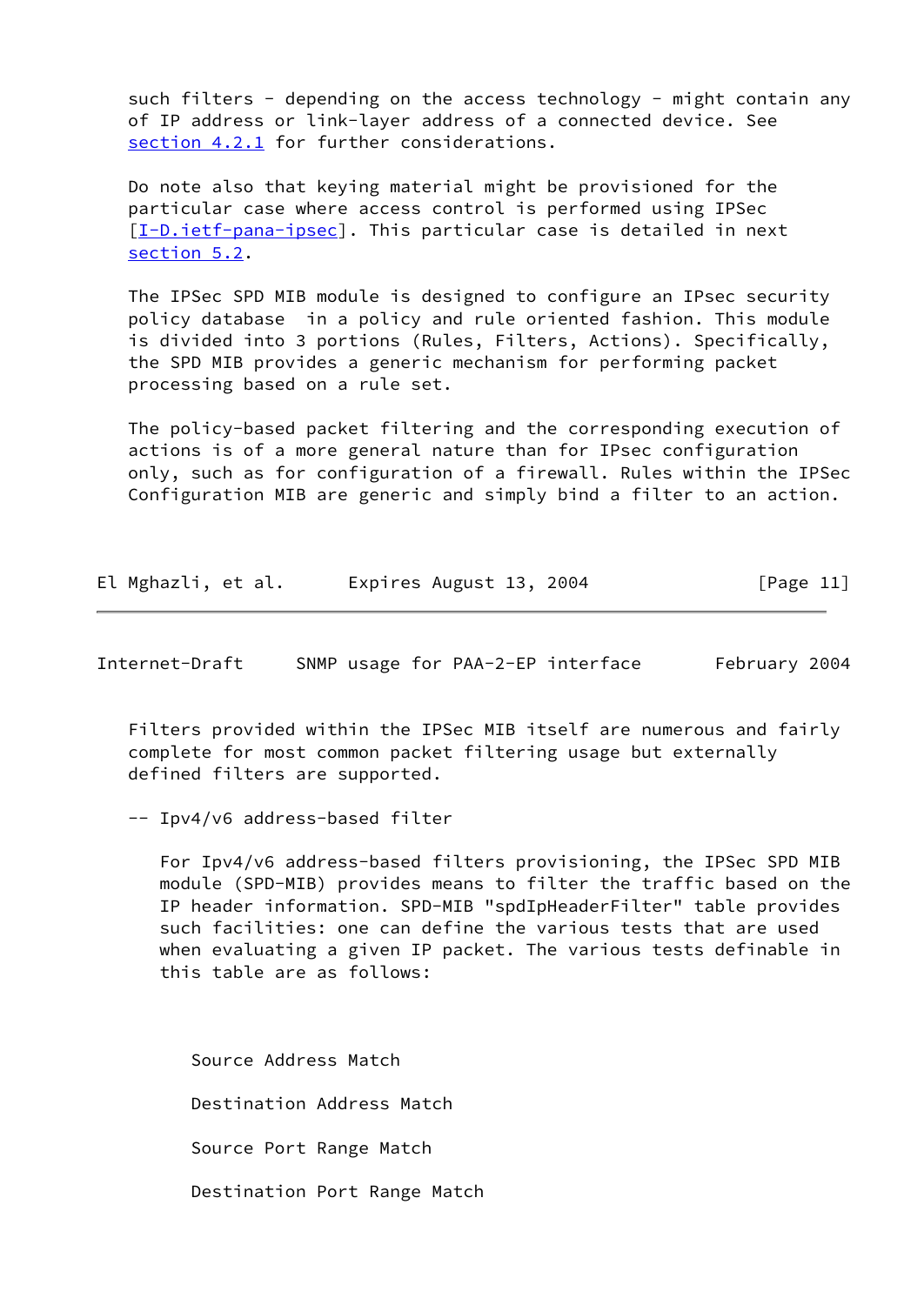such filters - depending on the access technology - might contain any of IP address or link-layer address of a connected device. See section 4.2.1 for further considerations.

Do note also that keying material might be provisioned for the particular case where access control is performed using IPSec [I-D.ietf-pana-ipsec]. This particular case is detailed in next section 5.2.

The IPSec SPD MIB module is designed to configure an IPsec security policy database in a policy and rule oriented fashion. This module is divided into 3 portions (Rules, Filters, Actions). Specifically, the SPD MIB provides a generic mechanism for performing packet processing based on a rule set.

The policy-based packet filtering and the corresponding execution of actions is of a more general nature than for IPsec configuration only, such as for configuration of a firewall. Rules within the IPSec Configuration MIB are generic and simply bind a filter to an action.

Filters provided within the IPSec MIB itself are numerous and fairly complete for most common packet filtering usage but externally defined filters are supported.

-- Ipv4/v6 address-based filter

For Ipv4/v6 address-based filters provisioning, the IPSec SPD MIB module (SPD-MIB) provides means to filter the traffic based on the IP header information. SPD-MIB "spdIpHeaderFilter" table provides such facilities: one can define the various tests that are used when evaluating a given IP packet. The various tests definable in this table are as follows:

Source Address Match

Destination Address Match

Source Port Range Match

Destination Port Range Match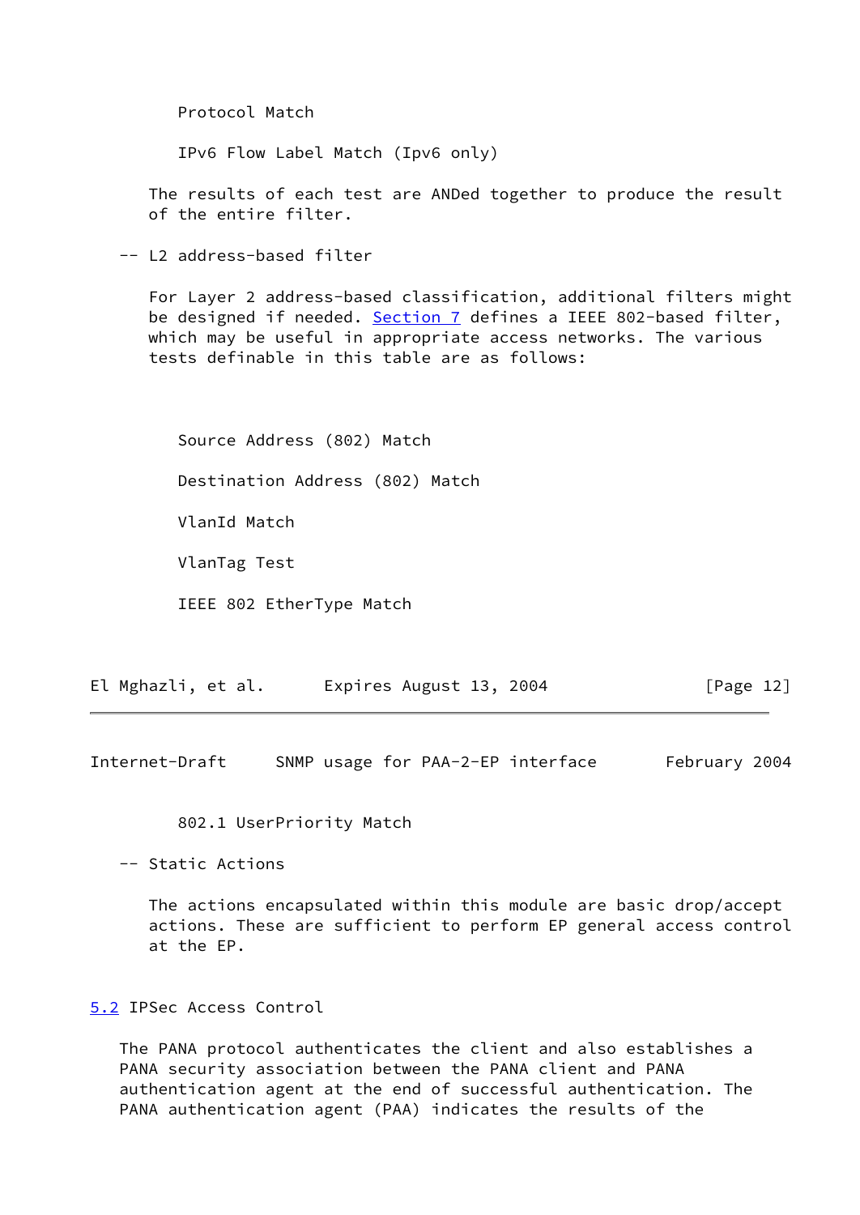Protocol Match

IPv6 Flow Label Match (Ipv6 only)

The results of each test are ANDed together to produce the result of the entire filter.

-- L2 address-based filter

For Layer 2 address-based classification, additional filters might be designed if needed. Section 7 defines a IEEE 802-based filter, which may be useful in appropriate access networks. The various tests definable in this table are as follows:

Source Address (802) Match

Destination Address (802) Match

VlanId Match

VlanTag Test

IEEE 802 EtherType Match

802.1 UserPriority Match

-- Static Actions

The actions encapsulated within this module are basic drop/accept actions. These are sufficient to perform EP general access control at the EP.

## 5.2 IPSec Access Control

The PANA protocol authenticates the client and also establishes a PANA security association between the PANA client and PANA authentication agent at the end of successful authentication. The PANA authentication agent (PAA) indicates the results of the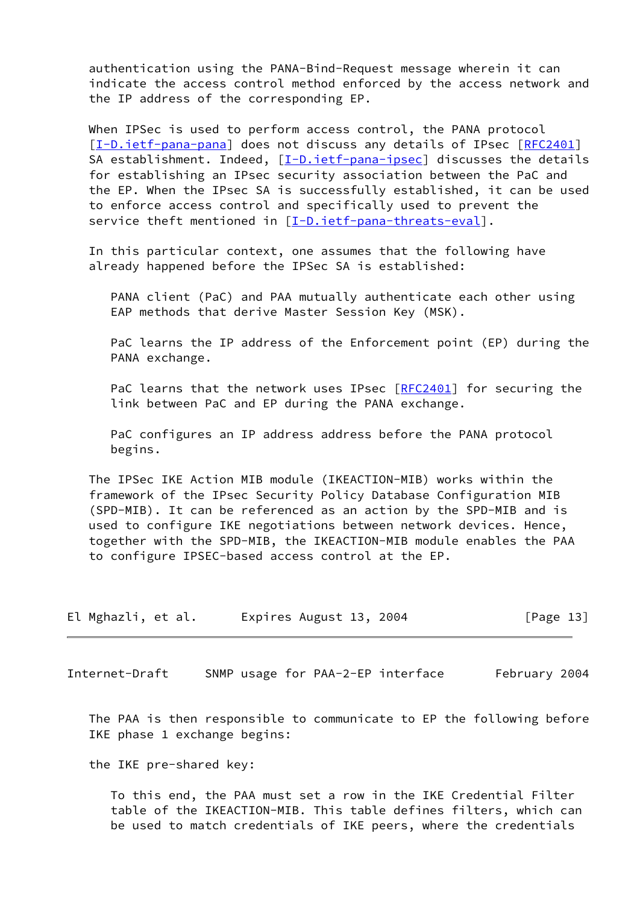authentication using the PANA-Bind-Request message wherein it can indicate the access control method enforced by the access network and the IP address of the corresponding EP.

When IPSec is used to perform access control, the PANA protocol [I-D.ietf-pana-pana] does not discuss any details of IPsec [RFC2401] SA establishment. Indeed, [I-D.ietf-pana-ipsec] discusses the details for establishing an IPsec security association between the PaC and the EP. When the IPsec SA is successfully established, it can be used to enforce access control and specifically used to prevent the service theft mentioned in [I-D.ietf-pana-threats-eval].

In this particular context, one assumes that the following have already happened before the IPSec SA is established:

PANA client (PaC) and PAA mutually authenticate each other using EAP methods that derive Master Session Key (MSK).

PaC learns the IP address of the Enforcement point (EP) during the PANA exchange.

PaC learns that the network uses IPsec [RFC2401] for securing the link between PaC and EP during the PANA exchange.

PaC configures an IP address address before the PANA protocol begins.

The IPSec IKE Action MIB module (IKEACTION-MIB) works within the framework of the IPsec Security Policy Database Configuration MIB (SPD-MIB). It can be referenced as an action by the SPD-MIB and is used to configure IKE negotiations between network devices. Hence, together with the SPD-MIB, the IKEACTION-MIB module enables the PAA to configure IPSEC-based access control at the EP.

The PAA is then responsible to communicate to EP the following before IKE phase 1 exchange begins:

the IKE pre-shared key:

To this end, the PAA must set a row in the IKE Credential Filter table of the IKEACTION-MIB. This table defines filters, which can be used to match credentials of IKE peers, where the credentials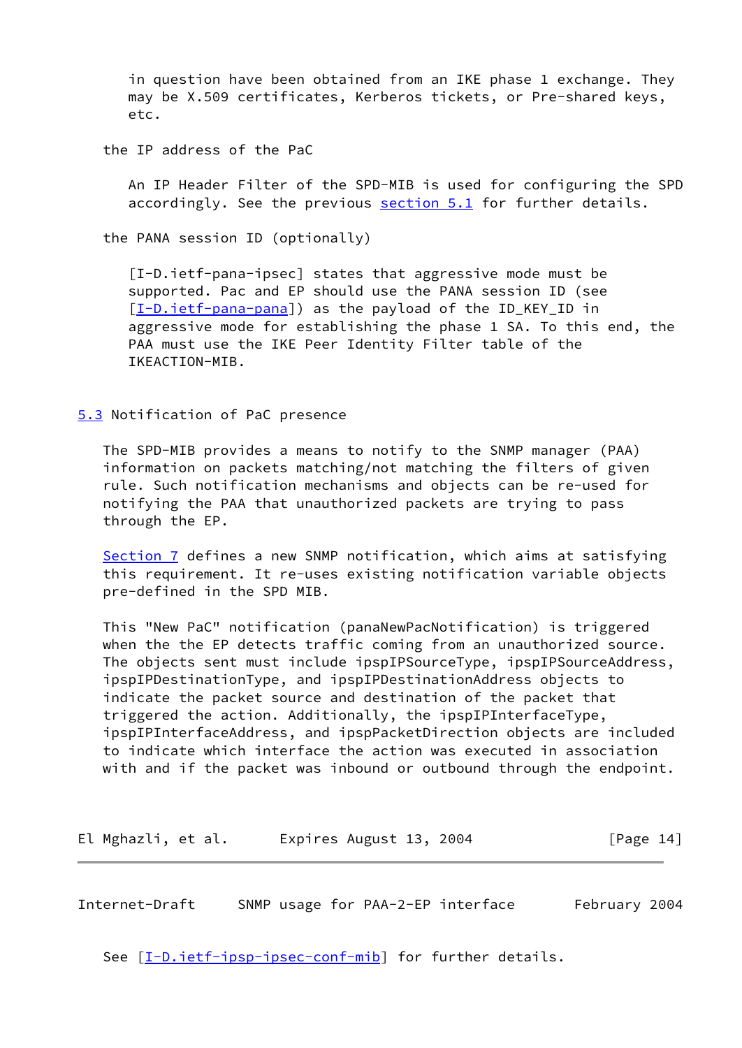in question have been obtained from an IKE phase 1 exchange. They may be X.509 certificates, Kerberos tickets, or Pre-shared keys, etc.

the IP address of the PaC

An IP Header Filter of the SPD-MIB is used for configuring the SPD accordingly. See the previous section 5.1 for further details.

the PANA session ID (optionally)

[I-D.ietf-pana-ipsec] states that aggressive mode must be supported. Pac and EP should use the PANA session ID (see [I-D.ietf-pana-pana]) as the payload of the ID_KEY_ID in aggressive mode for establishing the phase 1 SA. To this end, the PAA must use the IKE Peer Identity Filter table of the IKEACTION-MIB.

## 5.3 Notification of PaC presence

The SPD-MIB provides a means to notify to the SNMP manager (PAA) information on packets matching/not matching the filters of given rule. Such notification mechanisms and objects can be re-used for notifying the PAA that unauthorized packets are trying to pass through the EP.

Section 7 defines a new SNMP notification, which aims at satisfying this requirement. It re-uses existing notification variable objects pre-defined in the SPD MIB.

This "New PaC" notification (panaNewPacNotification) is triggered when the the EP detects traffic coming from an unauthorized source. The objects sent must include ipspIPSourceType, ipspIPSourceAddress, ipspIPDestinationType, and ipspIPDestinationAddress objects to indicate the packet source and destination of the packet that triggered the action. Additionally, the ipspIPInterfaceType, ipspIPInterfaceAddress, and ipspPacketDirection objects are included to indicate which interface the action was executed in association with and if the packet was inbound or outbound through the endpoint.

See [I-D.ietf-ipsp-ipsec-conf-mib] for further details.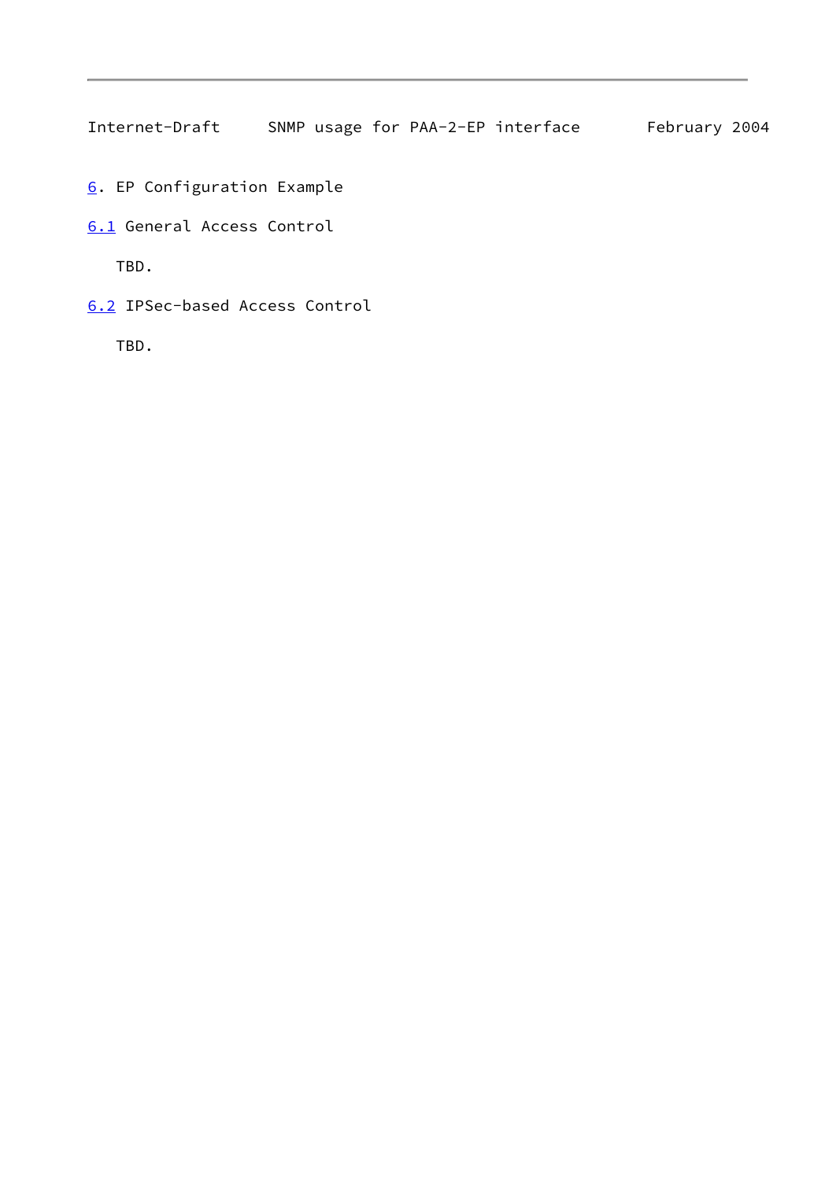# 6. EP Configuration Example

## 6.1 General Access Control

TBD.

## 6.2 IPSec-based Access Control

TBD.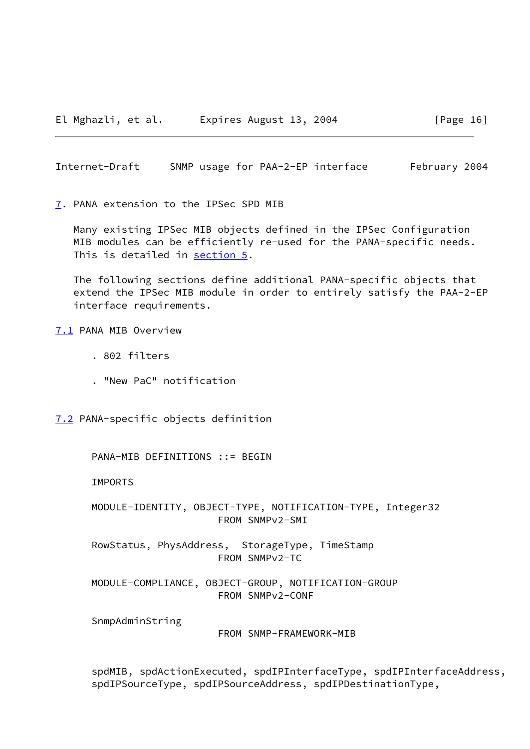## 7. PANA extension to the IPSec SPD MIB

Many existing IPSec MIB objects defined in the IPSec Configuration MIB modules can be efficiently re-used for the PANA-specific needs. This is detailed in section 5.

The following sections define additional PANA-specific objects that extend the IPSec MIB module in order to entirely satisfy the PAA-2-EP interface requirements.

### 7.1 PANA MIB Overview

- 802 filters

- "New PaC" notification

### 7.2 PANA-specific objects definition

```
PANA-MIB DEFINITIONS ::= BEGIN

IMPORTS

MODULE-IDENTITY, OBJECT-TYPE, NOTIFICATION-TYPE, Integer32
                      FROM SNMPv2-SMI

RowStatus, PhysAddress,  StorageType, TimeStamp
                      FROM SNMPv2-TC

MODULE-COMPLIANCE, OBJECT-GROUP, NOTIFICATION-GROUP
                      FROM SNMPv2-CONF

SnmpAdminString
                      FROM SNMP-FRAMEWORK-MIB


spdMIB, spdActionExecuted, spdIPInterfaceType, spdIPInterfaceAddress,
spdIPSourceType, spdIPSourceAddress, spdIPDestinationType,
```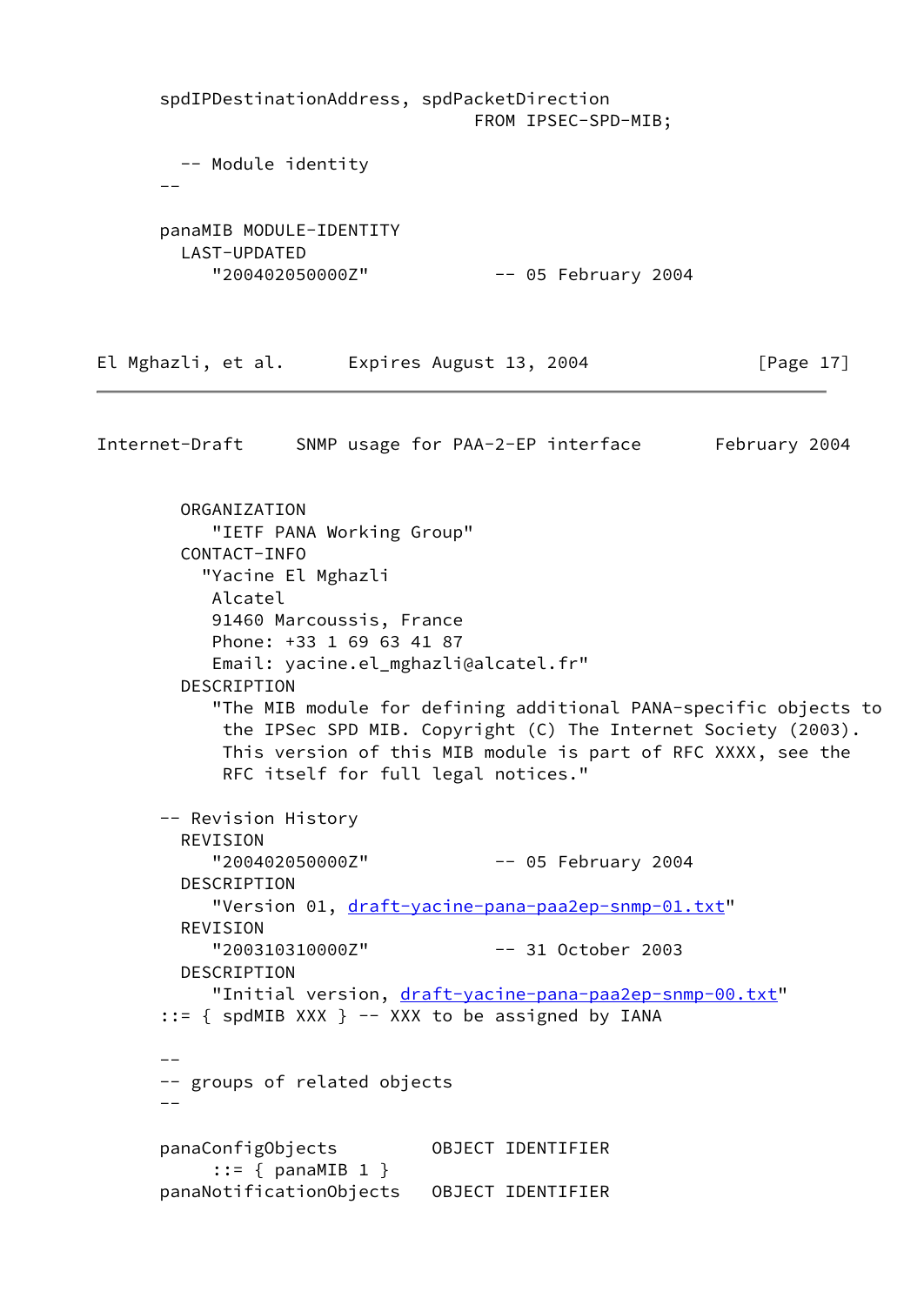```
      spdIPDestinationAddress, spdPacketDirection
                                  FROM IPSEC-SPD-MIB;

        -- Module identity
      --

      panaMIB MODULE-IDENTITY
        LAST-UPDATED
           "200402050000Z"           -- 05 February 2004
```

```
        ORGANIZATION
           "IETF PANA Working Group"
        CONTACT-INFO
          "Yacine El Mghazli
           Alcatel
           91460 Marcoussis, France
           Phone: +33 1 69 63 41 87
           Email: yacine.el_mghazli@alcatel.fr"
        DESCRIPTION
           "The MIB module for defining additional PANA-specific objects to
            the IPSec SPD MIB. Copyright (C) The Internet Society (2003).
            This version of this MIB module is part of RFC XXXX, see the
            RFC itself for full legal notices."

      -- Revision History
        REVISION
           "200402050000Z"           -- 05 February 2004
        DESCRIPTION
           "Version 01, draft-yacine-pana-paa2ep-snmp-01.txt"
        REVISION
           "200310310000Z"           -- 31 October 2003
        DESCRIPTION
           "Initial version, draft-yacine-pana-paa2ep-snmp-00.txt"
      ::= { spdMIB XXX } -- XXX to be assigned by IANA

      --
      -- groups of related objects
      --

      panaConfigObjects          OBJECT IDENTIFIER
           ::= { panaMIB 1 }
      panaNotificationObjects    OBJECT IDENTIFIER
```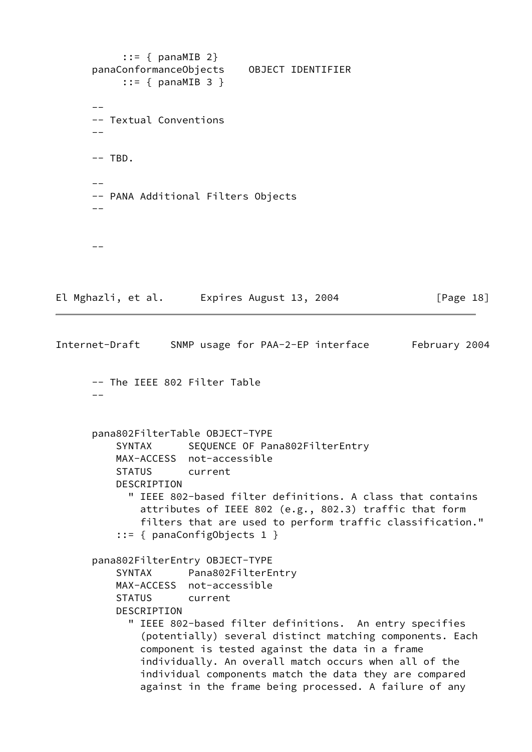```
          ::= { panaMIB 2}
      panaConformanceObjects    OBJECT IDENTIFIER
          ::= { panaMIB 3 }

      --
      -- Textual Conventions
      --

      -- TBD.

      --
      -- PANA Additional Filters Objects
      --


      --
```

```
      -- The IEEE 802 Filter Table
      --


      pana802FilterTable OBJECT-TYPE
          SYNTAX      SEQUENCE OF Pana802FilterEntry
          MAX-ACCESS  not-accessible
          STATUS      current
          DESCRIPTION
            " IEEE 802-based filter definitions. A class that contains
              attributes of IEEE 802 (e.g., 802.3) traffic that form
              filters that are used to perform traffic classification."
          ::= { panaConfigObjects 1 }

      pana802FilterEntry OBJECT-TYPE
          SYNTAX      Pana802FilterEntry
          MAX-ACCESS  not-accessible
          STATUS      current
          DESCRIPTION
            " IEEE 802-based filter definitions.  An entry specifies
              (potentially) several distinct matching components. Each
              component is tested against the data in a frame
              individually. An overall match occurs when all of the
              individual components match the data they are compared
              against in the frame being processed. A failure of any
```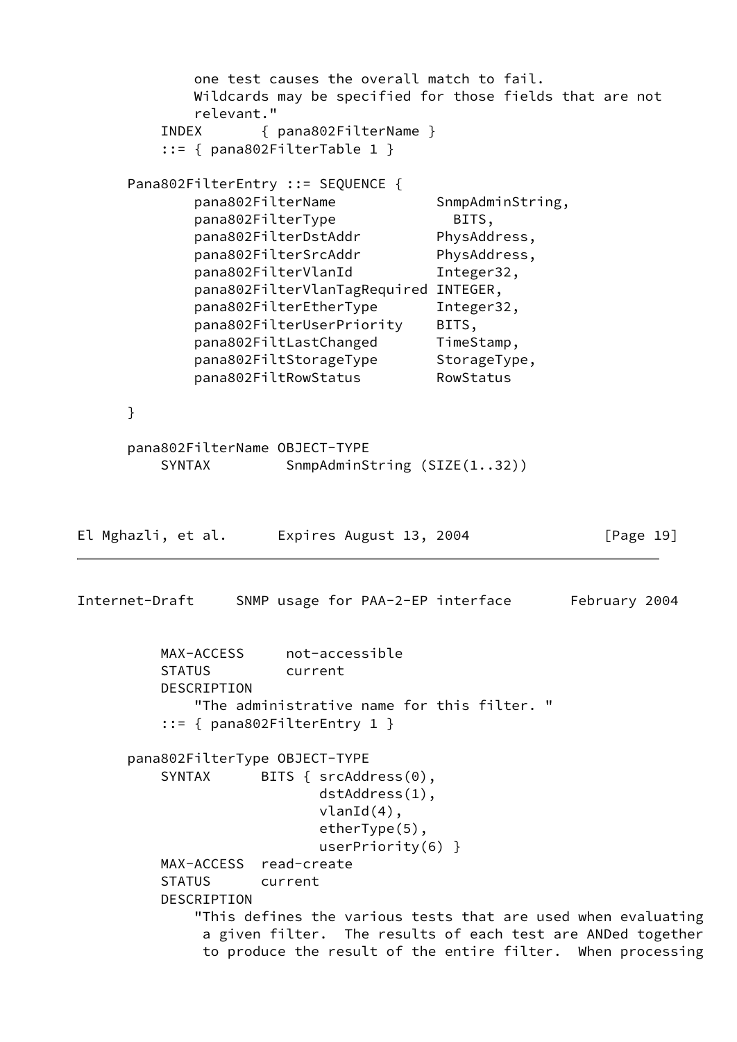```
            one test causes the overall match to fail.
            Wildcards may be specified for those fields that are not
            relevant."
        INDEX       { pana802FilterName }
        ::= { pana802FilterTable 1 }

    Pana802FilterEntry ::= SEQUENCE {
            pana802FilterName            SnmpAdminString,
            pana802FilterType              BITS,
            pana802FilterDstAddr         PhysAddress,
            pana802FilterSrcAddr         PhysAddress,
            pana802FilterVlanId          Integer32,
            pana802FilterVlanTagRequired INTEGER,
            pana802FilterEtherType       Integer32,
            pana802FilterUserPriority    BITS,
            pana802FiltLastChanged       TimeStamp,
            pana802FiltStorageType       StorageType,
            pana802FiltRowStatus         RowStatus

    }

    pana802FilterName OBJECT-TYPE
        SYNTAX         SnmpAdminString (SIZE(1..32))
        MAX-ACCESS     not-accessible
        STATUS         current
        DESCRIPTION
            "The administrative name for this filter. "
        ::= { pana802FilterEntry 1 }

    pana802FilterType OBJECT-TYPE
        SYNTAX      BITS { srcAddress(0),
                           dstAddress(1),
                           vlanId(4),
                           etherType(5),
                           userPriority(6) }
        MAX-ACCESS  read-create
        STATUS      current
        DESCRIPTION
            "This defines the various tests that are used when evaluating
             a given filter.  The results of each test are ANDed together
             to produce the result of the entire filter.  When processing
```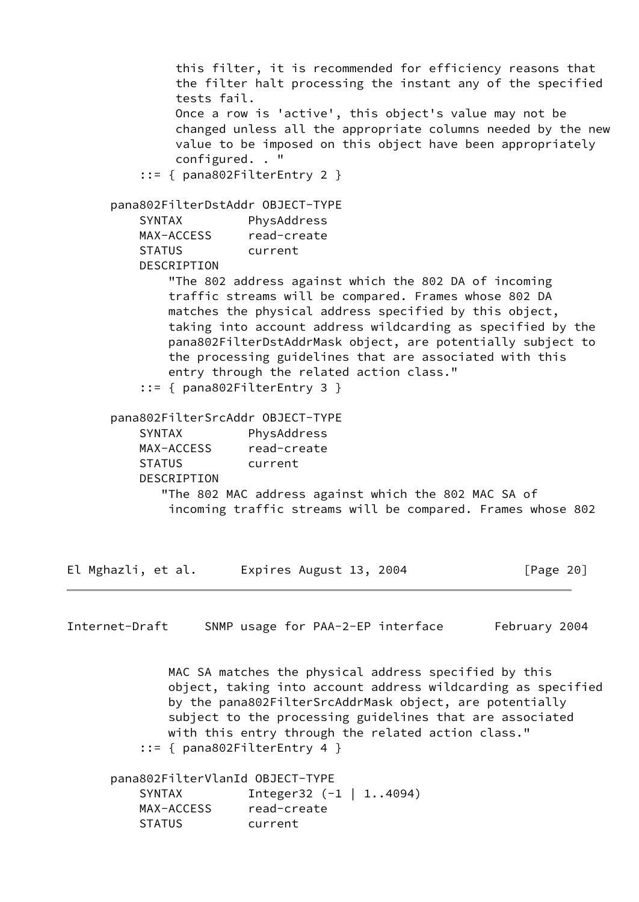```
             this filter, it is recommended for efficiency reasons that
             the filter halt processing the instant any of the specified
             tests fail.
             Once a row is 'active', this object's value may not be
             changed unless all the appropriate columns needed by the new
             value to be imposed on this object have been appropriately
             configured. . "
         ::= { pana802FilterEntry 2 }

     pana802FilterDstAddr OBJECT-TYPE
         SYNTAX         PhysAddress
         MAX-ACCESS     read-create
         STATUS         current
         DESCRIPTION
             "The 802 address against which the 802 DA of incoming
             traffic streams will be compared. Frames whose 802 DA
             matches the physical address specified by this object,
             taking into account address wildcarding as specified by the
             pana802FilterDstAddrMask object, are potentially subject to
             the processing guidelines that are associated with this
             entry through the related action class."
         ::= { pana802FilterEntry 3 }

     pana802FilterSrcAddr OBJECT-TYPE
         SYNTAX         PhysAddress
         MAX-ACCESS     read-create
         STATUS         current
         DESCRIPTION
            "The 802 MAC address against which the 802 MAC SA of
             incoming traffic streams will be compared. Frames whose 802
             MAC SA matches the physical address specified by this
             object, taking into account address wildcarding as specified
             by the pana802FilterSrcAddrMask object, are potentially
             subject to the processing guidelines that are associated
             with this entry through the related action class."
         ::= { pana802FilterEntry 4 }

     pana802FilterVlanId OBJECT-TYPE
         SYNTAX         Integer32 (-1 | 1..4094)
         MAX-ACCESS     read-create
         STATUS         current
```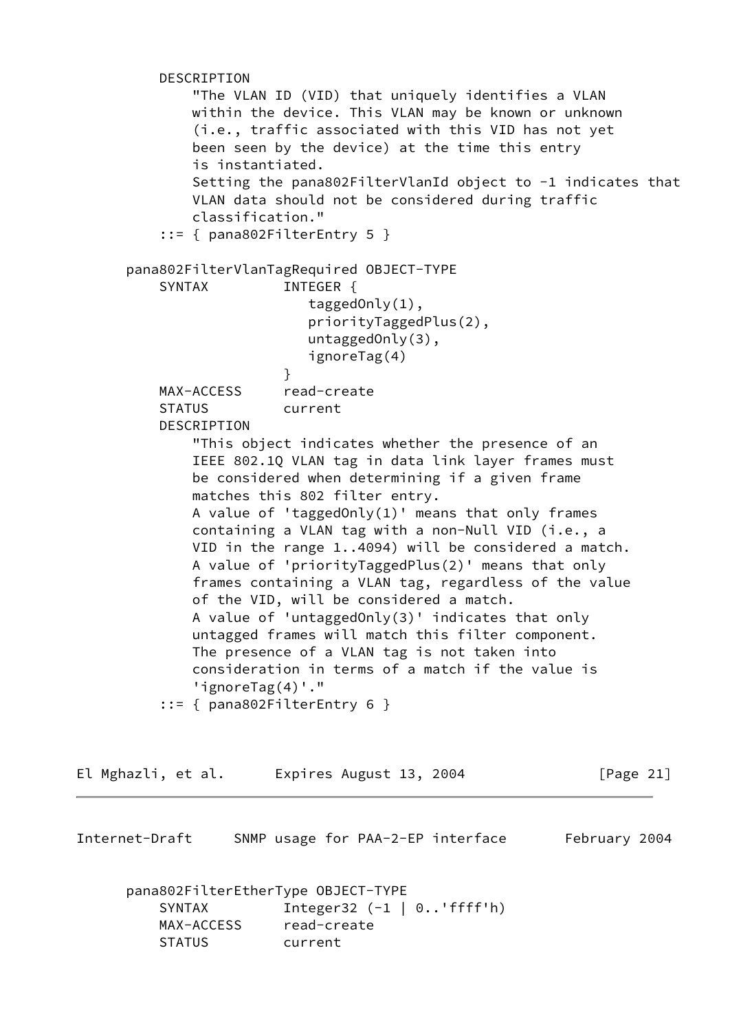```
        DESCRIPTION
            "The VLAN ID (VID) that uniquely identifies a VLAN
            within the device. This VLAN may be known or unknown
            (i.e., traffic associated with this VID has not yet
            been seen by the device) at the time this entry
            is instantiated.
            Setting the pana802FilterVlanId object to -1 indicates that
            VLAN data should not be considered during traffic
            classification."
        ::= { pana802FilterEntry 5 }

    pana802FilterVlanTagRequired OBJECT-TYPE
        SYNTAX         INTEGER {
                          taggedOnly(1),
                          priorityTaggedPlus(2),
                          untaggedOnly(3),
                          ignoreTag(4)
                       }
        MAX-ACCESS     read-create
        STATUS         current
        DESCRIPTION
            "This object indicates whether the presence of an
            IEEE 802.1Q VLAN tag in data link layer frames must
            be considered when determining if a given frame
            matches this 802 filter entry.
            A value of 'taggedOnly(1)' means that only frames
            containing a VLAN tag with a non-Null VID (i.e., a
            VID in the range 1..4094) will be considered a match.
            A value of 'priorityTaggedPlus(2)' means that only
            frames containing a VLAN tag, regardless of the value
            of the VID, will be considered a match.
            A value of 'untaggedOnly(3)' indicates that only
            untagged frames will match this filter component.
            The presence of a VLAN tag is not taken into
            consideration in terms of a match if the value is
            'ignoreTag(4)'."
        ::= { pana802FilterEntry 6 }

    pana802FilterEtherType OBJECT-TYPE
        SYNTAX         Integer32 (-1 | 0..'ffff'h)
        MAX-ACCESS     read-create
        STATUS         current
```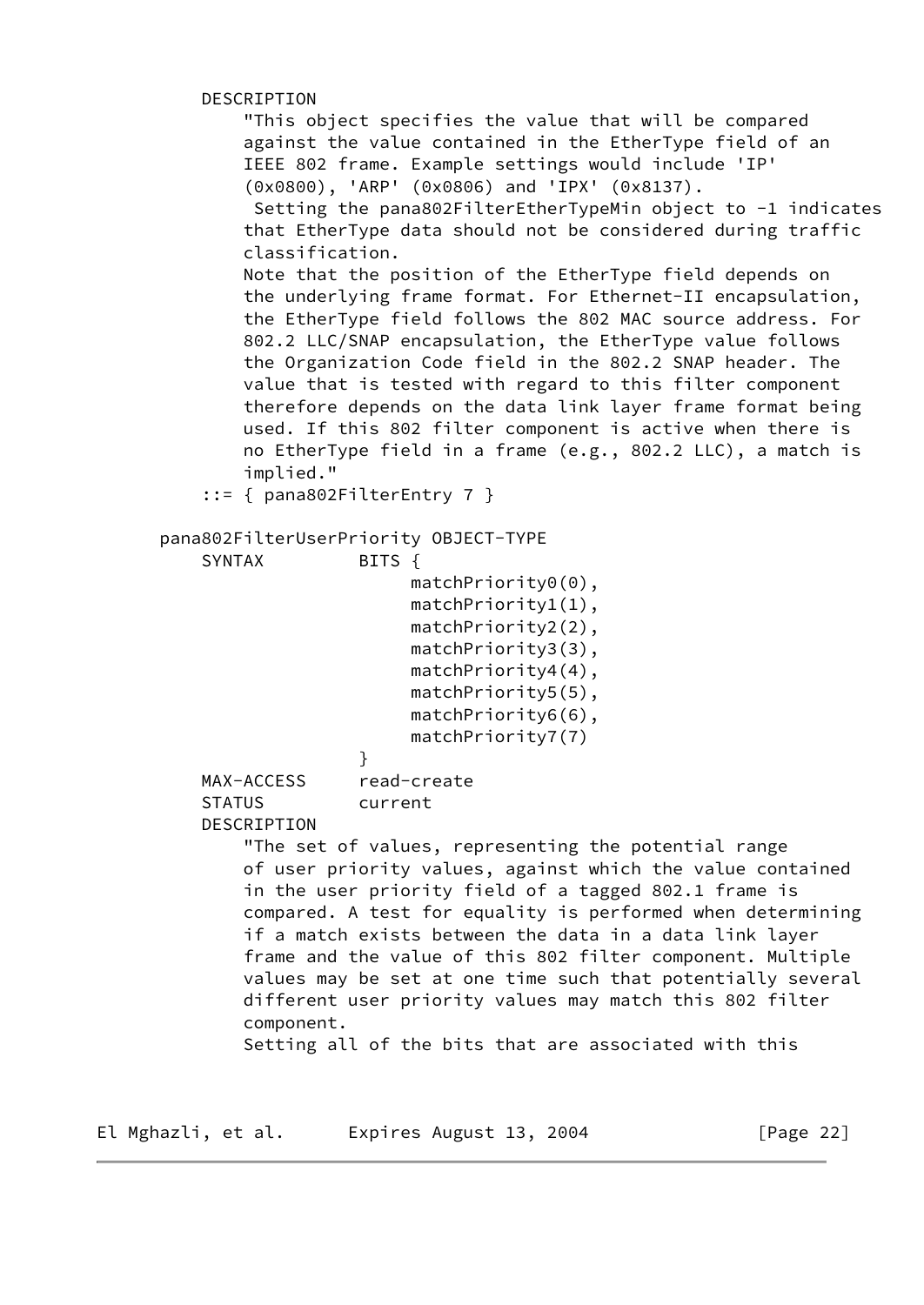```
        DESCRIPTION
            "This object specifies the value that will be compared
            against the value contained in the EtherType field of an
            IEEE 802 frame. Example settings would include 'IP'
            (0x0800), 'ARP' (0x0806) and 'IPX' (0x8137).
             Setting the pana802FilterEtherTypeMin object to -1 indicates
            that EtherType data should not be considered during traffic
            classification.
            Note that the position of the EtherType field depends on
            the underlying frame format. For Ethernet-II encapsulation,
            the EtherType field follows the 802 MAC source address. For
            802.2 LLC/SNAP encapsulation, the EtherType value follows
            the Organization Code field in the 802.2 SNAP header. The
            value that is tested with regard to this filter component
            therefore depends on the data link layer frame format being
            used. If this 802 filter component is active when there is
            no EtherType field in a frame (e.g., 802.2 LLC), a match is
            implied."
        ::= { pana802FilterEntry 7 }

    pana802FilterUserPriority OBJECT-TYPE
        SYNTAX         BITS {
                            matchPriority0(0),
                            matchPriority1(1),
                            matchPriority2(2),
                            matchPriority3(3),
                            matchPriority4(4),
                            matchPriority5(5),
                            matchPriority6(6),
                            matchPriority7(7)
                       }
        MAX-ACCESS     read-create
        STATUS         current
        DESCRIPTION
            "The set of values, representing the potential range
            of user priority values, against which the value contained
            in the user priority field of a tagged 802.1 frame is
            compared. A test for equality is performed when determining
            if a match exists between the data in a data link layer
            frame and the value of this 802 filter component. Multiple
            values may be set at one time such that potentially several
            different user priority values may match this 802 filter
            component.
            Setting all of the bits that are associated with this
```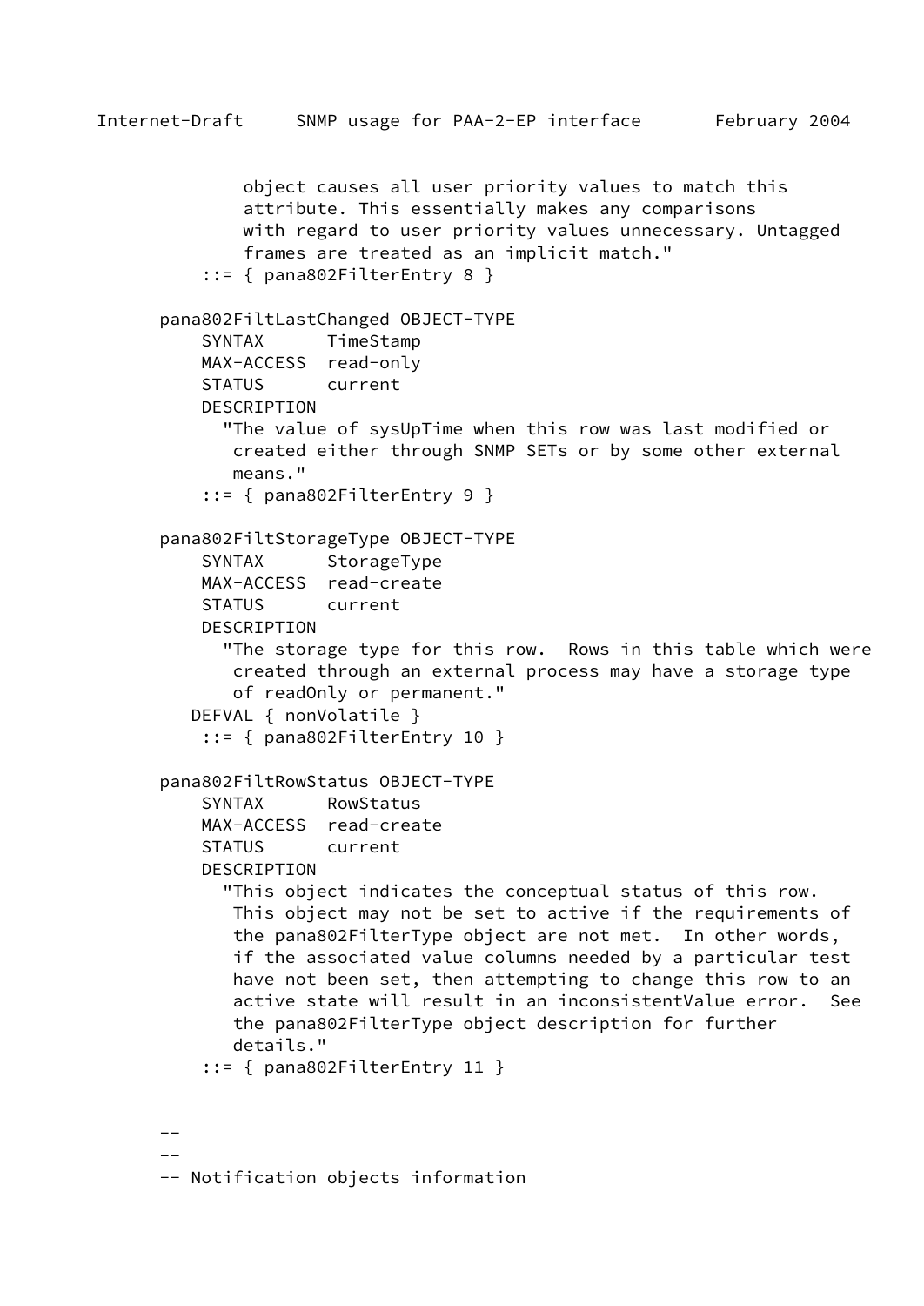```
            object causes all user priority values to match this
            attribute. This essentially makes any comparisons
            with regard to user priority values unnecessary. Untagged
            frames are treated as an implicit match."
        ::= { pana802FilterEntry 8 }

    pana802FiltLastChanged OBJECT-TYPE
        SYNTAX      TimeStamp
        MAX-ACCESS  read-only
        STATUS      current
        DESCRIPTION
          "The value of sysUpTime when this row was last modified or
           created either through SNMP SETs or by some other external
           means."
        ::= { pana802FilterEntry 9 }

    pana802FiltStorageType OBJECT-TYPE
        SYNTAX      StorageType
        MAX-ACCESS  read-create
        STATUS      current
        DESCRIPTION
          "The storage type for this row.  Rows in this table which were
           created through an external process may have a storage type
           of readOnly or permanent."
       DEFVAL { nonVolatile }
        ::= { pana802FilterEntry 10 }

    pana802FiltRowStatus OBJECT-TYPE
        SYNTAX      RowStatus
        MAX-ACCESS  read-create
        STATUS      current
        DESCRIPTION
          "This object indicates the conceptual status of this row.
           This object may not be set to active if the requirements of
           the pana802FilterType object are not met.  In other words,
           if the associated value columns needed by a particular test
           have not been set, then attempting to change this row to an
           active state will result in an inconsistentValue error.  See
           the pana802FilterType object description for further
           details."
        ::= { pana802FilterEntry 11 }


    --
    --
    -- Notification objects information
```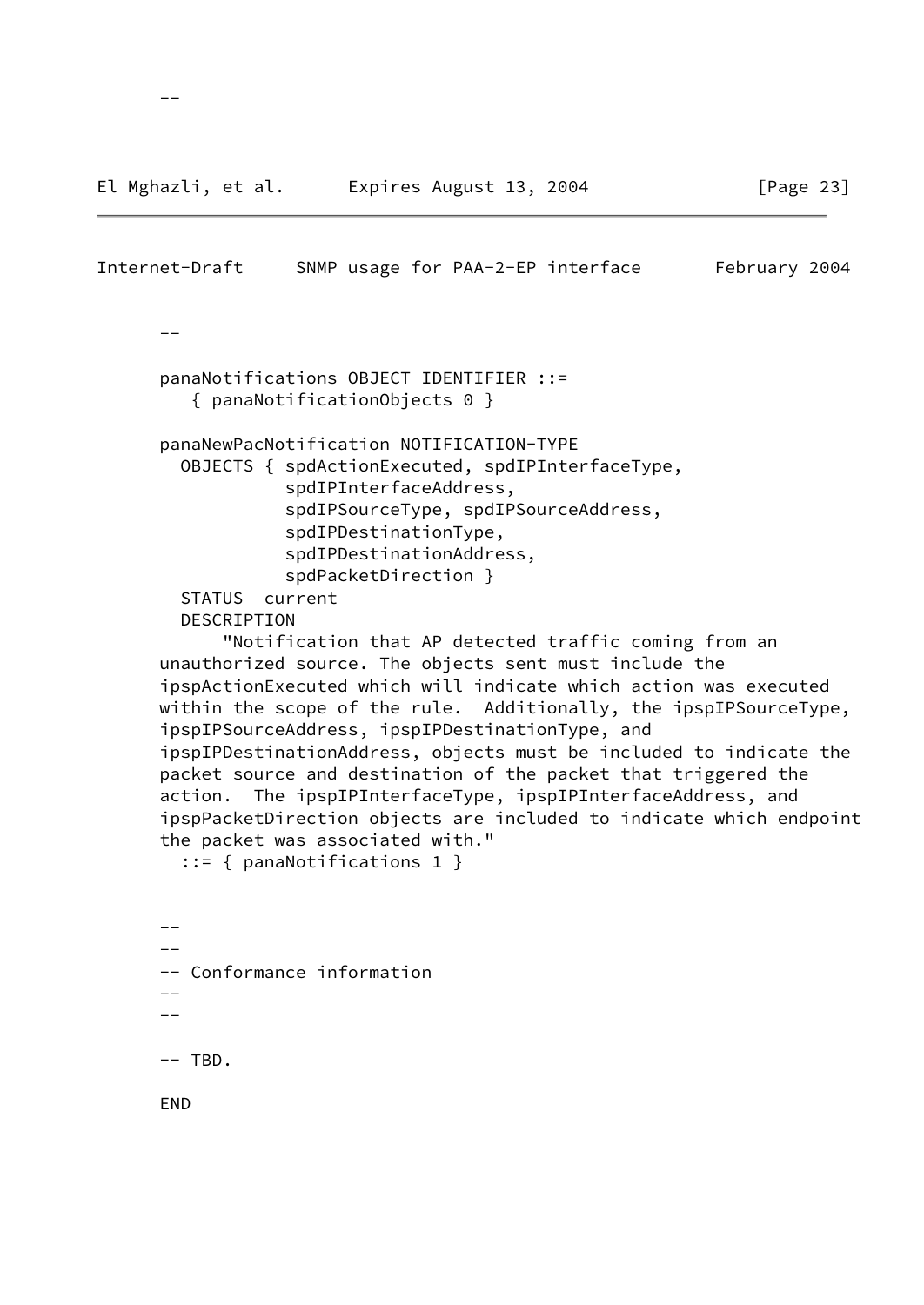```
      --

      --

      panaNotifications OBJECT IDENTIFIER ::=
         { panaNotificationObjects 0 }

      panaNewPacNotification NOTIFICATION-TYPE
        OBJECTS { spdActionExecuted, spdIPInterfaceType,
                  spdIPInterfaceAddress,
                  spdIPSourceType, spdIPSourceAddress,
                  spdIPDestinationType,
                  spdIPDestinationAddress,
                  spdPacketDirection }
        STATUS  current
        DESCRIPTION
            "Notification that AP detected traffic coming from an
      unauthorized source. The objects sent must include the
      ipspActionExecuted which will indicate which action was executed
      within the scope of the rule.  Additionally, the ipspIPSourceType,
      ipspIPSourceAddress, ipspIPDestinationType, and
      ipspIPDestinationAddress, objects must be included to indicate the
      packet source and destination of the packet that triggered the
      action.  The ipspIPInterfaceType, ipspIPInterfaceAddress, and
      ipspPacketDirection objects are included to indicate which endpoint
      the packet was associated with."
        ::= { panaNotifications 1 }


      --
      --
      -- Conformance information
      --
      --

      -- TBD.

      END
```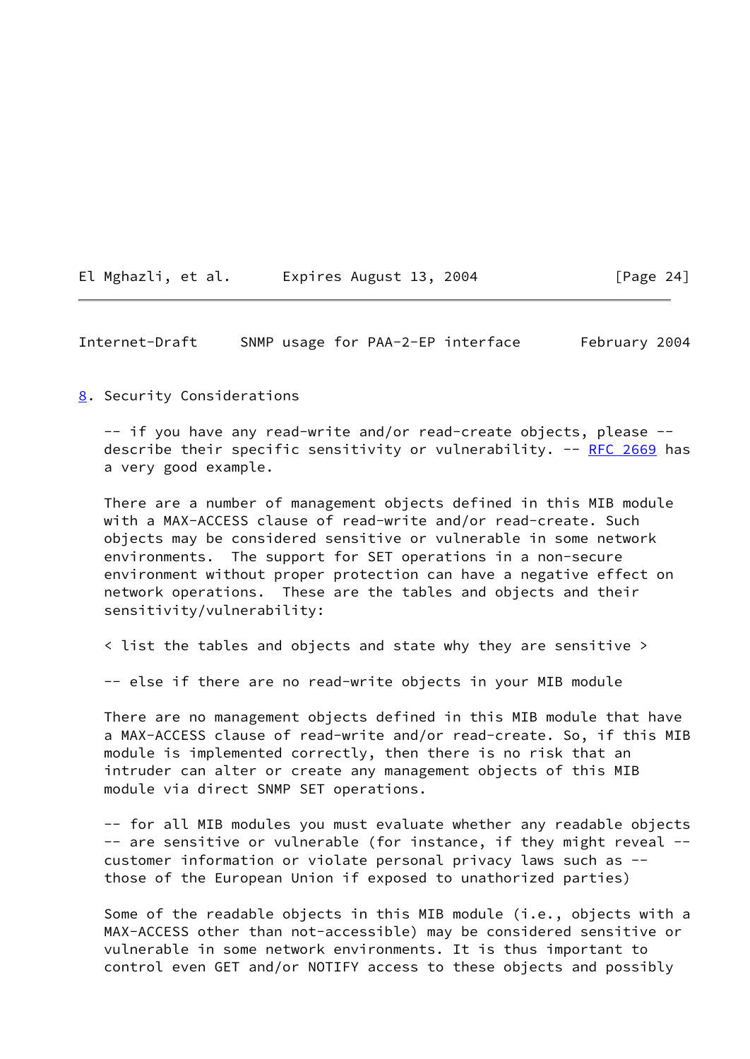## 8. Security Considerations

-- if you have any read-write and/or read-create objects, please -- describe their specific sensitivity or vulnerability. -- RFC 2669 has a very good example.

There are a number of management objects defined in this MIB module with a MAX-ACCESS clause of read-write and/or read-create. Such objects may be considered sensitive or vulnerable in some network environments. The support for SET operations in a non-secure environment without proper protection can have a negative effect on network operations. These are the tables and objects and their sensitivity/vulnerability:

< list the tables and objects and state why they are sensitive >

-- else if there are no read-write objects in your MIB module

There are no management objects defined in this MIB module that have a MAX-ACCESS clause of read-write and/or read-create. So, if this MIB module is implemented correctly, then there is no risk that an intruder can alter or create any management objects of this MIB module via direct SNMP SET operations.

-- for all MIB modules you must evaluate whether any readable objects -- are sensitive or vulnerable (for instance, if they might reveal -- customer information or violate personal privacy laws such as -- those of the European Union if exposed to unathorized parties)

Some of the readable objects in this MIB module (i.e., objects with a MAX-ACCESS other than not-accessible) may be considered sensitive or vulnerable in some network environments. It is thus important to control even GET and/or NOTIFY access to these objects and possibly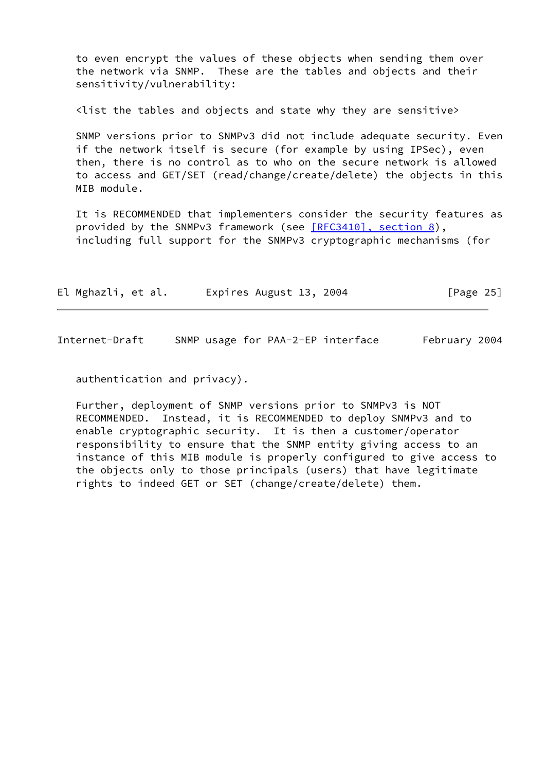to even encrypt the values of these objects when sending them over the network via SNMP. These are the tables and objects and their sensitivity/vulnerability:

<list the tables and objects and state why they are sensitive>

SNMP versions prior to SNMPv3 did not include adequate security. Even if the network itself is secure (for example by using IPSec), even then, there is no control as to who on the secure network is allowed to access and GET/SET (read/change/create/delete) the objects in this MIB module.

It is RECOMMENDED that implementers consider the security features as provided by the SNMPv3 framework (see [RFC3410], section 8), including full support for the SNMPv3 cryptographic mechanisms (for authentication and privacy).

Further, deployment of SNMP versions prior to SNMPv3 is NOT RECOMMENDED. Instead, it is RECOMMENDED to deploy SNMPv3 and to enable cryptographic security. It is then a customer/operator responsibility to ensure that the SNMP entity giving access to an instance of this MIB module is properly configured to give access to the objects only to those principals (users) that have legitimate rights to indeed GET or SET (change/create/delete) them.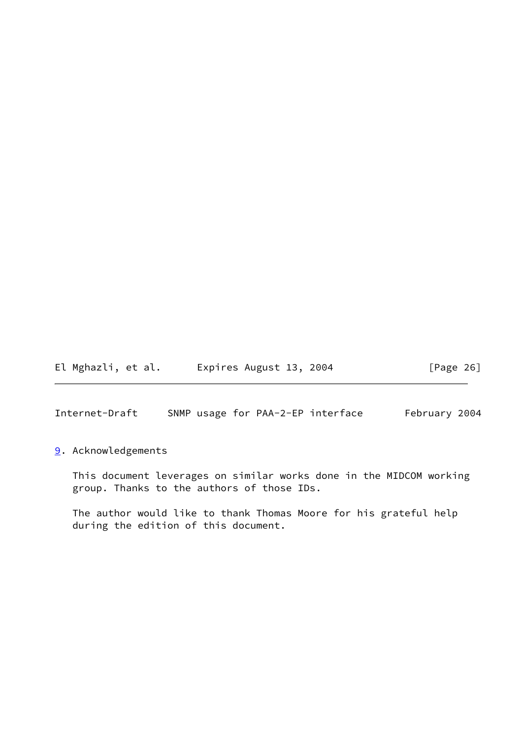## 9. Acknowledgements

This document leverages on similar works done in the MIDCOM working group. Thanks to the authors of those IDs.

The author would like to thank Thomas Moore for his grateful help during the edition of this document.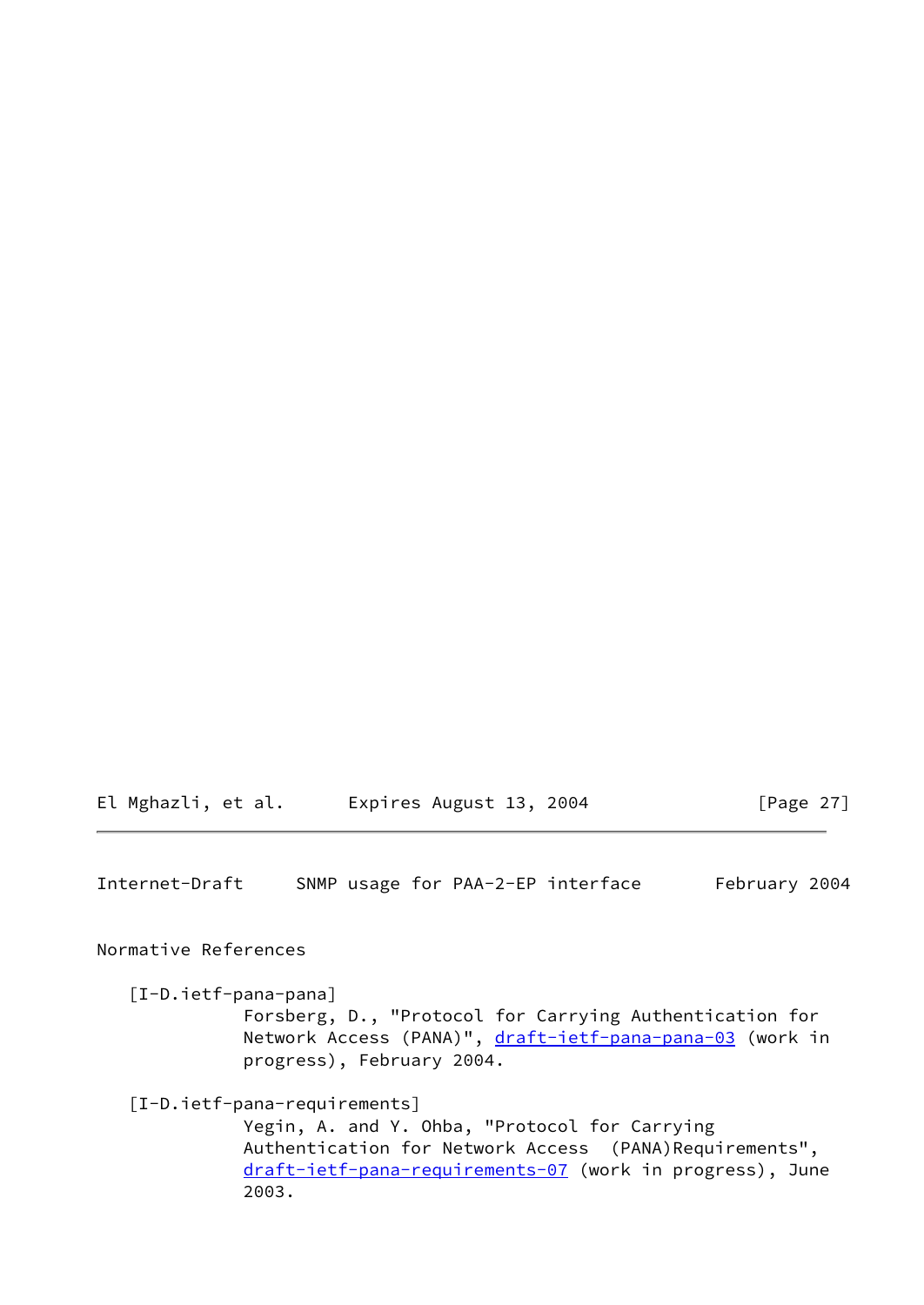## Normative References

[I-D.ietf-pana-pana]
Forsberg, D., "Protocol for Carrying Authentication for Network Access (PANA)", draft-ietf-pana-pana-03 (work in progress), February 2004.

[I-D.ietf-pana-requirements]
Yegin, A. and Y. Ohba, "Protocol for Carrying Authentication for Network Access  (PANA)Requirements", draft-ietf-pana-requirements-07 (work in progress), June 2003.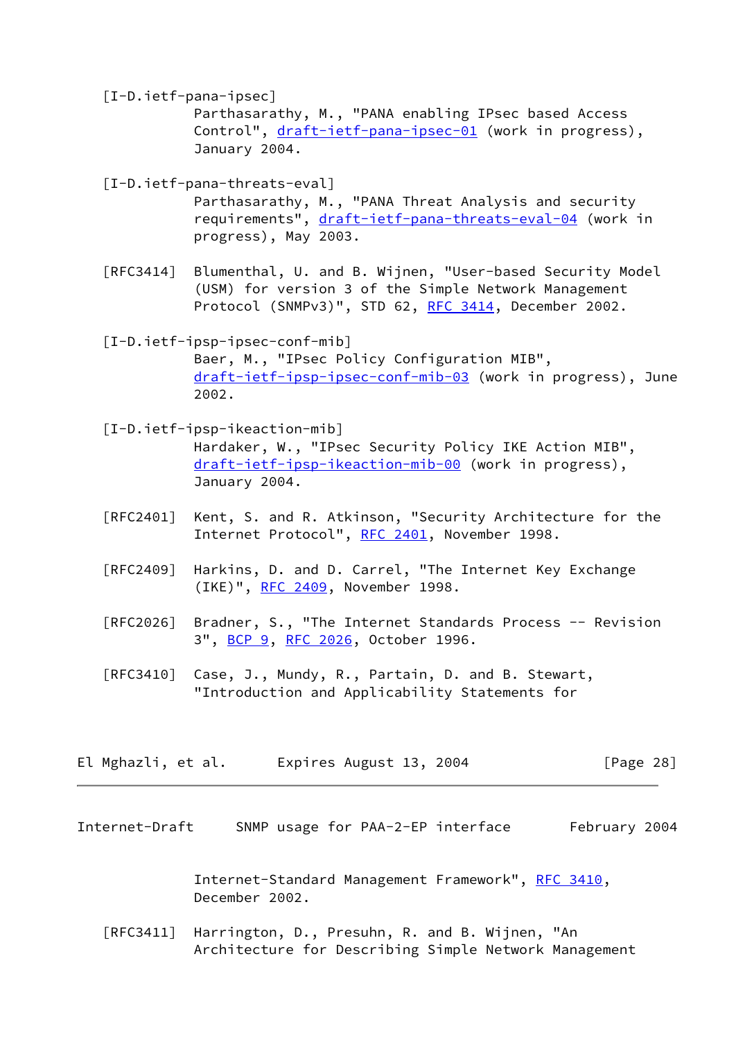[I-D.ietf-pana-ipsec]
Parthasarathy, M., "PANA enabling IPsec based Access Control", draft-ietf-pana-ipsec-01 (work in progress), January 2004.

[I-D.ietf-pana-threats-eval]
Parthasarathy, M., "PANA Threat Analysis and security requirements", draft-ietf-pana-threats-eval-04 (work in progress), May 2003.

[RFC3414] Blumenthal, U. and B. Wijnen, "User-based Security Model (USM) for version 3 of the Simple Network Management Protocol (SNMPv3)", STD 62, RFC 3414, December 2002.

[I-D.ietf-ipsp-ipsec-conf-mib]
Baer, M., "IPsec Policy Configuration MIB", draft-ietf-ipsp-ipsec-conf-mib-03 (work in progress), June 2002.

[I-D.ietf-ipsp-ikeaction-mib]
Hardaker, W., "IPsec Security Policy IKE Action MIB", draft-ietf-ipsp-ikeaction-mib-00 (work in progress), January 2004.

[RFC2401] Kent, S. and R. Atkinson, "Security Architecture for the Internet Protocol", RFC 2401, November 1998.

[RFC2409] Harkins, D. and D. Carrel, "The Internet Key Exchange (IKE)", RFC 2409, November 1998.

[RFC2026] Bradner, S., "The Internet Standards Process -- Revision 3", BCP 9, RFC 2026, October 1996.

[RFC3410] Case, J., Mundy, R., Partain, D. and B. Stewart, "Introduction and Applicability Statements for Internet-Standard Management Framework", RFC 3410, December 2002.

[RFC3411] Harrington, D., Presuhn, R. and B. Wijnen, "An Architecture for Describing Simple Network Management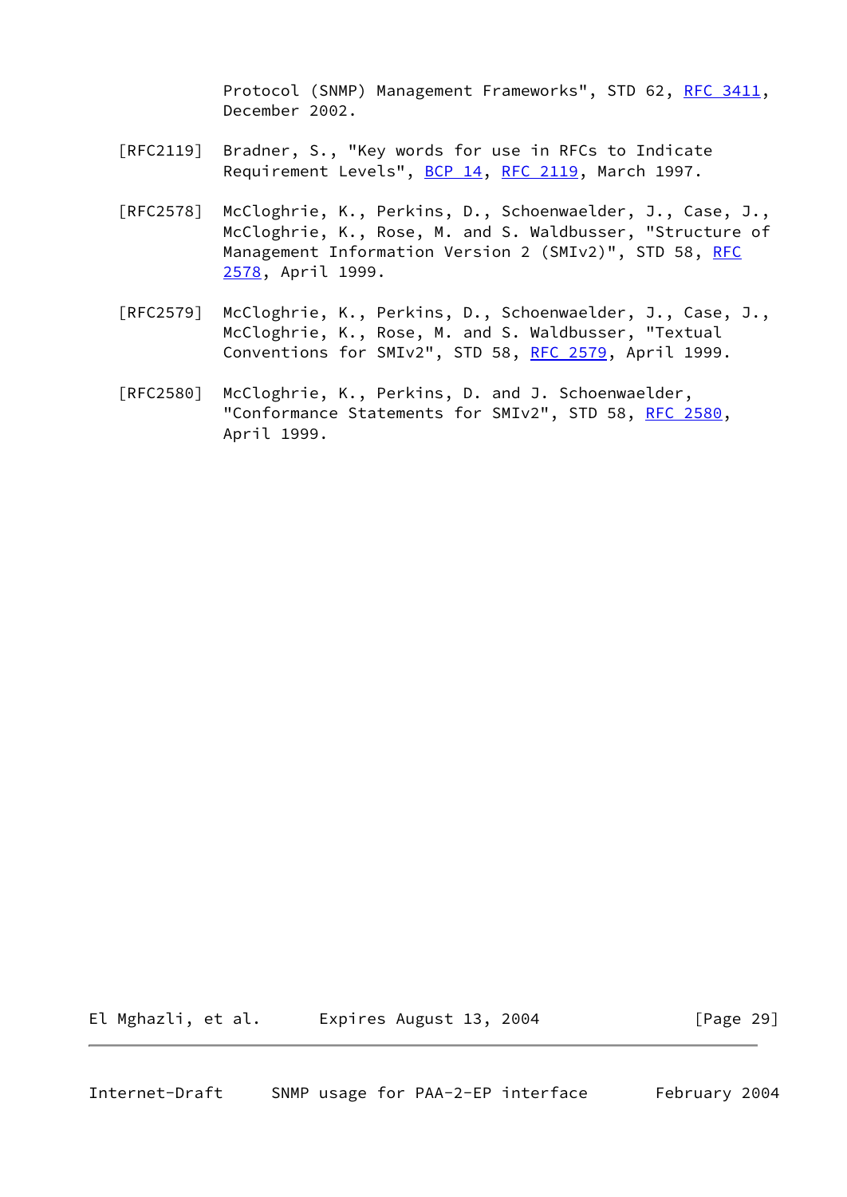Protocol (SNMP) Management Frameworks", STD 62, RFC 3411, December 2002.

[RFC2119] Bradner, S., "Key words for use in RFCs to Indicate Requirement Levels", BCP 14, RFC 2119, March 1997.

[RFC2578] McCloghrie, K., Perkins, D., Schoenwaelder, J., Case, J., McCloghrie, K., Rose, M. and S. Waldbusser, "Structure of Management Information Version 2 (SMIv2)", STD 58, RFC 2578, April 1999.

[RFC2579] McCloghrie, K., Perkins, D., Schoenwaelder, J., Case, J., McCloghrie, K., Rose, M. and S. Waldbusser, "Textual Conventions for SMIv2", STD 58, RFC 2579, April 1999.

[RFC2580] McCloghrie, K., Perkins, D. and J. Schoenwaelder, "Conformance Statements for SMIv2", STD 58, RFC 2580, April 1999.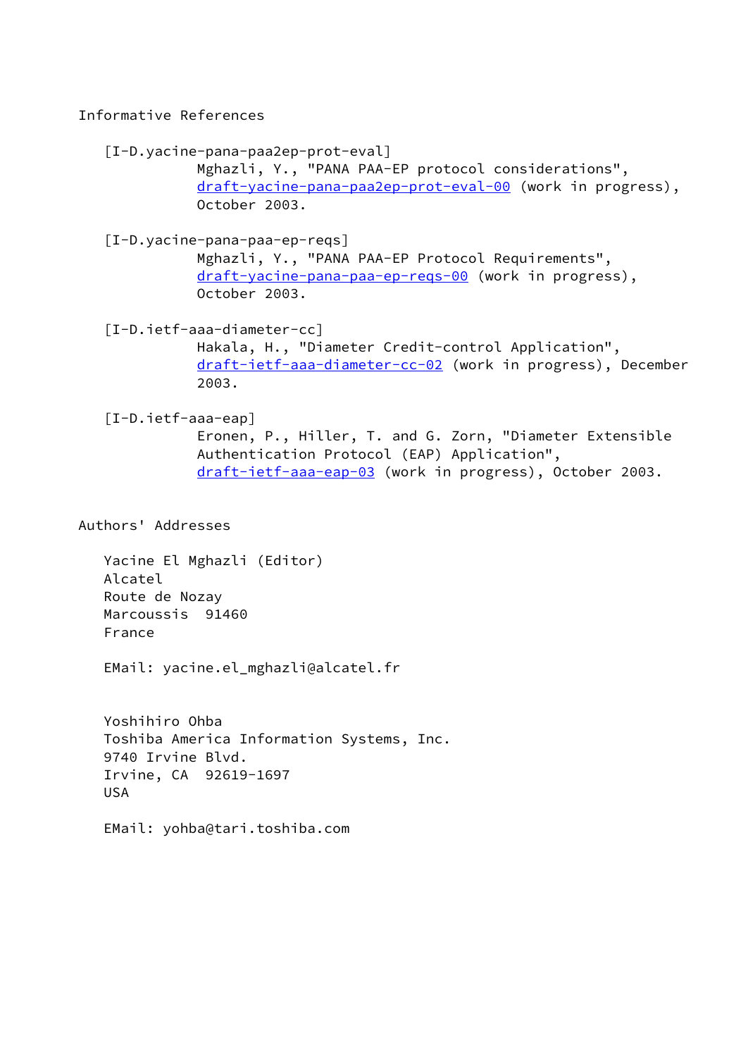## Informative References

[I-D.yacine-pana-paa2ep-prot-eval]
Mghazli, Y., "PANA PAA-EP protocol considerations", draft-yacine-pana-paa2ep-prot-eval-00 (work in progress), October 2003.

[I-D.yacine-pana-paa-ep-reqs]
Mghazli, Y., "PANA PAA-EP Protocol Requirements", draft-yacine-pana-paa-ep-reqs-00 (work in progress), October 2003.

[I-D.ietf-aaa-diameter-cc]
Hakala, H., "Diameter Credit-control Application", draft-ietf-aaa-diameter-cc-02 (work in progress), December 2003.

[I-D.ietf-aaa-eap]
Eronen, P., Hiller, T. and G. Zorn, "Diameter Extensible Authentication Protocol (EAP) Application", draft-ietf-aaa-eap-03 (work in progress), October 2003.

## Authors' Addresses

Yacine El Mghazli (Editor)
Alcatel
Route de Nozay
Marcoussis  91460
France

EMail: yacine.el_mghazli@alcatel.fr

Yoshihiro Ohba
Toshiba America Information Systems, Inc.
9740 Irvine Blvd.
Irvine, CA  92619-1697
USA

EMail: yohba@tari.toshiba.com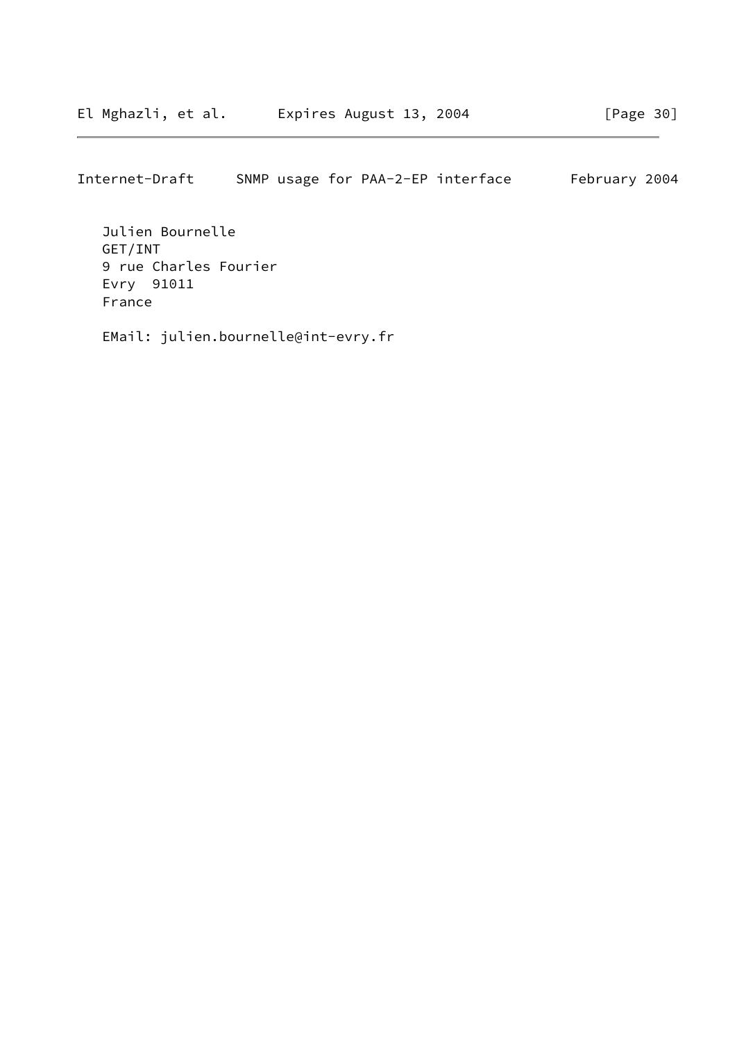Julien Bournelle
GET/INT
9 rue Charles Fourier
Evry  91011
France

EMail: julien.bournelle@int-evry.fr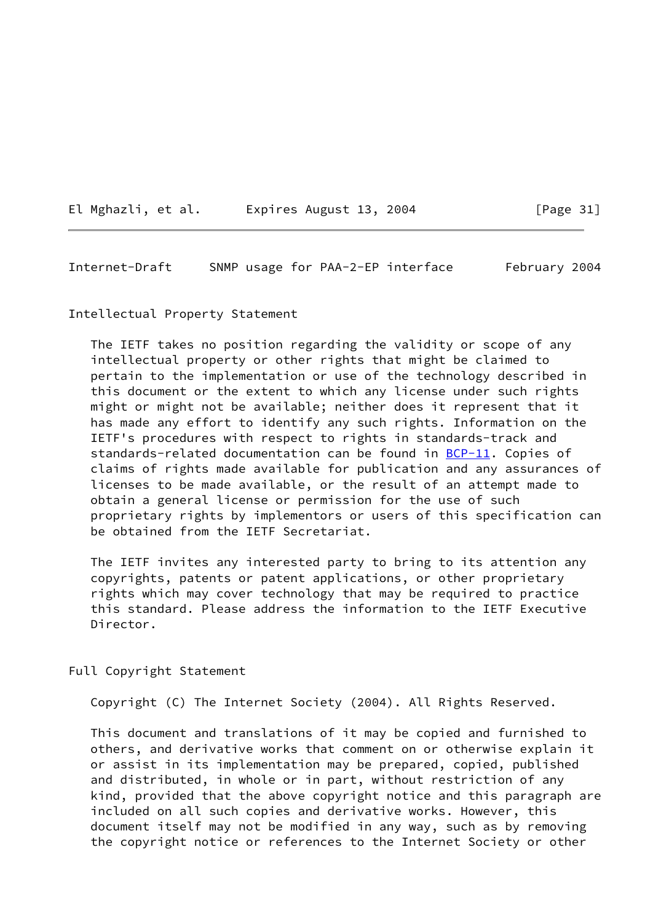## Intellectual Property Statement

The IETF takes no position regarding the validity or scope of any intellectual property or other rights that might be claimed to pertain to the implementation or use of the technology described in this document or the extent to which any license under such rights might or might not be available; neither does it represent that it has made any effort to identify any such rights. Information on the IETF's procedures with respect to rights in standards-track and standards-related documentation can be found in BCP-11. Copies of claims of rights made available for publication and any assurances of licenses to be made available, or the result of an attempt made to obtain a general license or permission for the use of such proprietary rights by implementors or users of this specification can be obtained from the IETF Secretariat.

The IETF invites any interested party to bring to its attention any copyrights, patents or patent applications, or other proprietary rights which may cover technology that may be required to practice this standard. Please address the information to the IETF Executive Director.

## Full Copyright Statement

Copyright (C) The Internet Society (2004). All Rights Reserved.

This document and translations of it may be copied and furnished to others, and derivative works that comment on or otherwise explain it or assist in its implementation may be prepared, copied, published and distributed, in whole or in part, without restriction of any kind, provided that the above copyright notice and this paragraph are included on all such copies and derivative works. However, this document itself may not be modified in any way, such as by removing the copyright notice or references to the Internet Society or other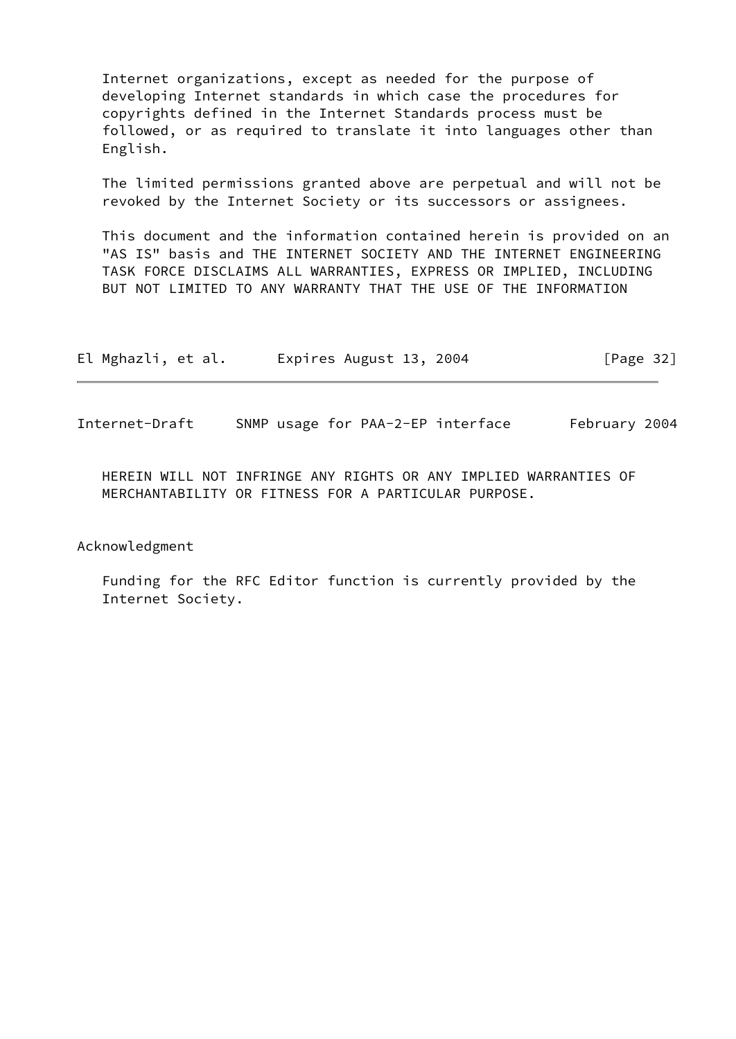Internet organizations, except as needed for the purpose of developing Internet standards in which case the procedures for copyrights defined in the Internet Standards process must be followed, or as required to translate it into languages other than English.

The limited permissions granted above are perpetual and will not be revoked by the Internet Society or its successors or assignees.

This document and the information contained herein is provided on an "AS IS" basis and THE INTERNET SOCIETY AND THE INTERNET ENGINEERING TASK FORCE DISCLAIMS ALL WARRANTIES, EXPRESS OR IMPLIED, INCLUDING BUT NOT LIMITED TO ANY WARRANTY THAT THE USE OF THE INFORMATION HEREIN WILL NOT INFRINGE ANY RIGHTS OR ANY IMPLIED WARRANTIES OF MERCHANTABILITY OR FITNESS FOR A PARTICULAR PURPOSE.

## Acknowledgment

Funding for the RFC Editor function is currently provided by the Internet Society.